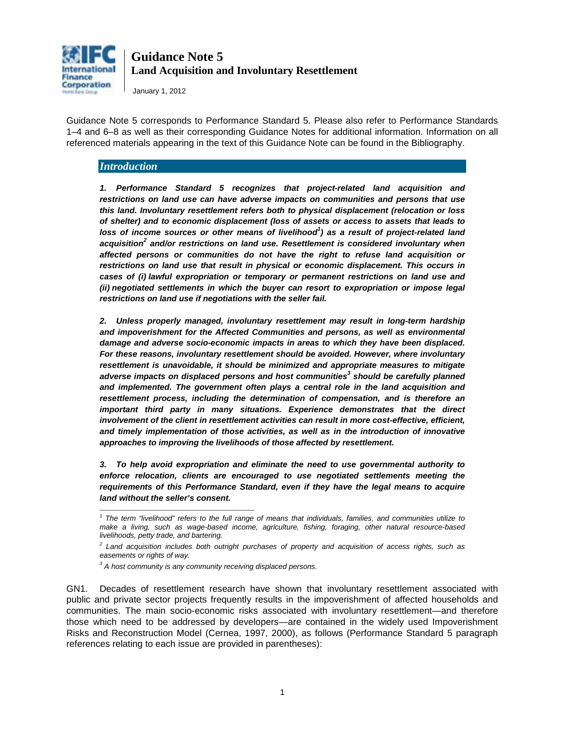# Guidance Note 5
## Land Acquisition and Involuntary Resettlement

January 1, 2012

Guidance Note 5 corresponds to Performance Standard 5. Please also refer to Performance Standards 1–4 and 6–8 as well as their corresponding Guidance Notes for additional information. Information on all referenced materials appearing in the text of this Guidance Note can be found in the Bibliography.

### *Introduction*

***1. Performance Standard 5 recognizes that project-related land acquisition and restrictions on land use can have adverse impacts on communities and persons that use this land. Involuntary resettlement refers both to physical displacement (relocation or loss of shelter) and to economic displacement (loss of assets or access to assets that leads to loss of income sources or other means of livelihood[1]) as a result of project-related land acquisition[2] and/or restrictions on land use. Resettlement is considered involuntary when affected persons or communities do not have the right to refuse land acquisition or restrictions on land use that result in physical or economic displacement. This occurs in cases of (i) lawful expropriation or temporary or permanent restrictions on land use and (ii) negotiated settlements in which the buyer can resort to expropriation or impose legal restrictions on land use if negotiations with the seller fail.***

***2. Unless properly managed, involuntary resettlement may result in long-term hardship and impoverishment for the Affected Communities and persons, as well as environmental damage and adverse socio-economic impacts in areas to which they have been displaced. For these reasons, involuntary resettlement should be avoided. However, where involuntary resettlement is unavoidable, it should be minimized and appropriate measures to mitigate adverse impacts on displaced persons and host communities[3] should be carefully planned and implemented. The government often plays a central role in the land acquisition and resettlement process, including the determination of compensation, and is therefore an important third party in many situations. Experience demonstrates that the direct involvement of the client in resettlement activities can result in more cost-effective, efficient, and timely implementation of those activities, as well as in the introduction of innovative approaches to improving the livelihoods of those affected by resettlement.***

***3. To help avoid expropriation and eliminate the need to use governmental authority to enforce relocation, clients are encouraged to use negotiated settlements meeting the requirements of this Performance Standard, even if they have the legal means to acquire land without the seller's consent.***

*[1] The term "livelihood" refers to the full range of means that individuals, families, and communities utilize to make a living, such as wage-based income, agriculture, fishing, foraging, other natural resource-based livelihoods, petty trade, and bartering.*

*[2] Land acquisition includes both outright purchases of property and acquisition of access rights, such as easements or rights of way.*

*[3] A host community is any community receiving displaced persons.*

GN1. Decades of resettlement research have shown that involuntary resettlement associated with public and private sector projects frequently results in the impoverishment of affected households and communities. The main socio-economic risks associated with involuntary resettlement—and therefore those which need to be addressed by developers—are contained in the widely used Impoverishment Risks and Reconstruction Model (Cernea, 1997, 2000), as follows (Performance Standard 5 paragraph references relating to each issue are provided in parentheses):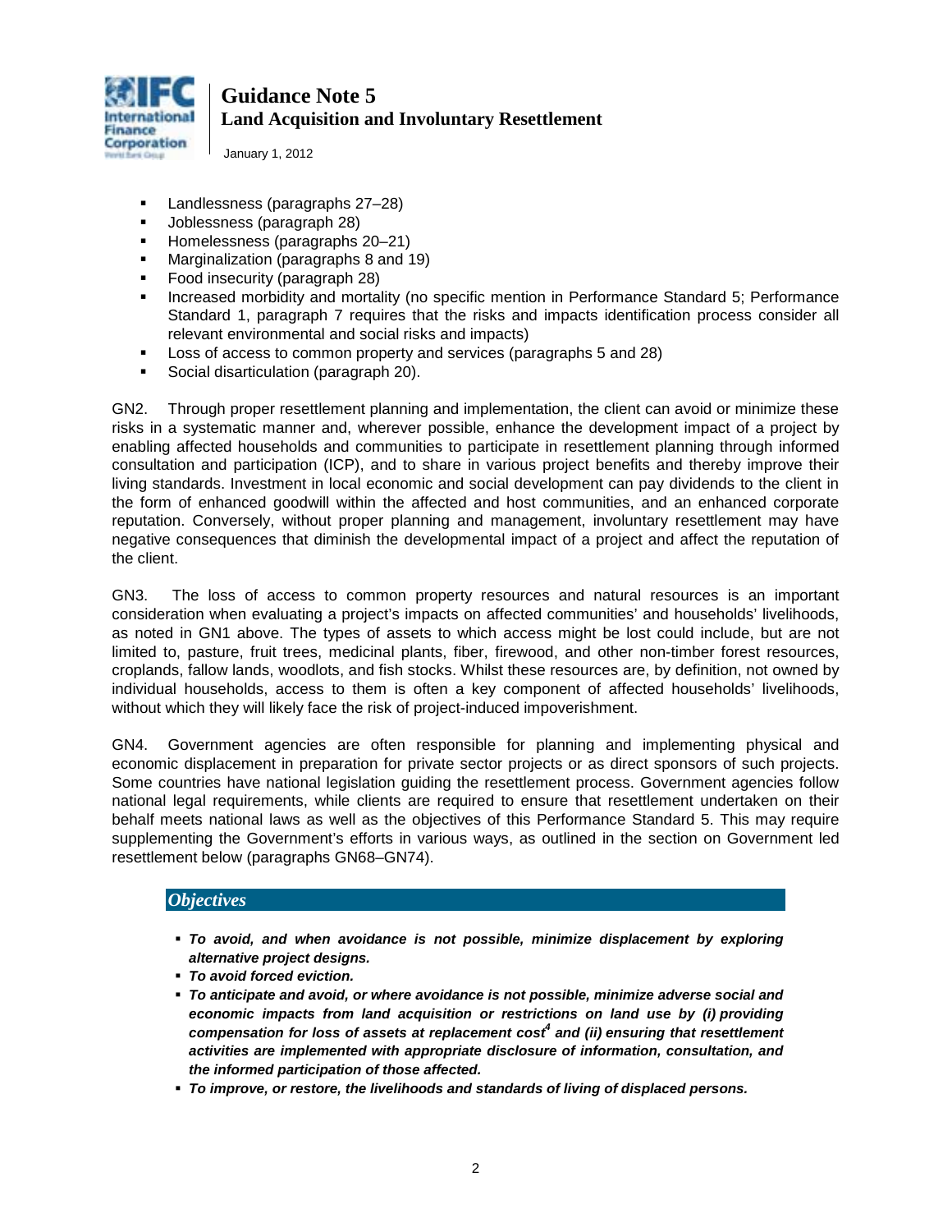- Landlessness (paragraphs 27–28)
- Joblessness (paragraph 28)
- Homelessness (paragraphs 20–21)
- Marginalization (paragraphs 8 and 19)
- Food insecurity (paragraph 28)
- Increased morbidity and mortality (no specific mention in Performance Standard 5; Performance Standard 1, paragraph 7 requires that the risks and impacts identification process consider all relevant environmental and social risks and impacts)
- Loss of access to common property and services (paragraphs 5 and 28)
- Social disarticulation (paragraph 20).

GN2. Through proper resettlement planning and implementation, the client can avoid or minimize these risks in a systematic manner and, wherever possible, enhance the development impact of a project by enabling affected households and communities to participate in resettlement planning through informed consultation and participation (ICP), and to share in various project benefits and thereby improve their living standards. Investment in local economic and social development can pay dividends to the client in the form of enhanced goodwill within the affected and host communities, and an enhanced corporate reputation. Conversely, without proper planning and management, involuntary resettlement may have negative consequences that diminish the developmental impact of a project and affect the reputation of the client.

GN3. The loss of access to common property resources and natural resources is an important consideration when evaluating a project's impacts on affected communities' and households' livelihoods, as noted in GN1 above. The types of assets to which access might be lost could include, but are not limited to, pasture, fruit trees, medicinal plants, fiber, firewood, and other non-timber forest resources, croplands, fallow lands, woodlots, and fish stocks. Whilst these resources are, by definition, not owned by individual households, access to them is often a key component of affected households' livelihoods, without which they will likely face the risk of project-induced impoverishment.

GN4. Government agencies are often responsible for planning and implementing physical and economic displacement in preparation for private sector projects or as direct sponsors of such projects. Some countries have national legislation guiding the resettlement process. Government agencies follow national legal requirements, while clients are required to ensure that resettlement undertaken on their behalf meets national laws as well as the objectives of this Performance Standard 5. This may require supplementing the Government's efforts in various ways, as outlined in the section on Government led resettlement below (paragraphs GN68–GN74).

## *Objectives*

- ***To avoid, and when avoidance is not possible, minimize displacement by exploring alternative project designs.***
- ***To avoid forced eviction.***
- ***To anticipate and avoid, or where avoidance is not possible, minimize adverse social and economic impacts from land acquisition or restrictions on land use by (i) providing compensation for loss of assets at replacement cost[4] and (ii) ensuring that resettlement activities are implemented with appropriate disclosure of information, consultation, and the informed participation of those affected.***
- ***To improve, or restore, the livelihoods and standards of living of displaced persons.***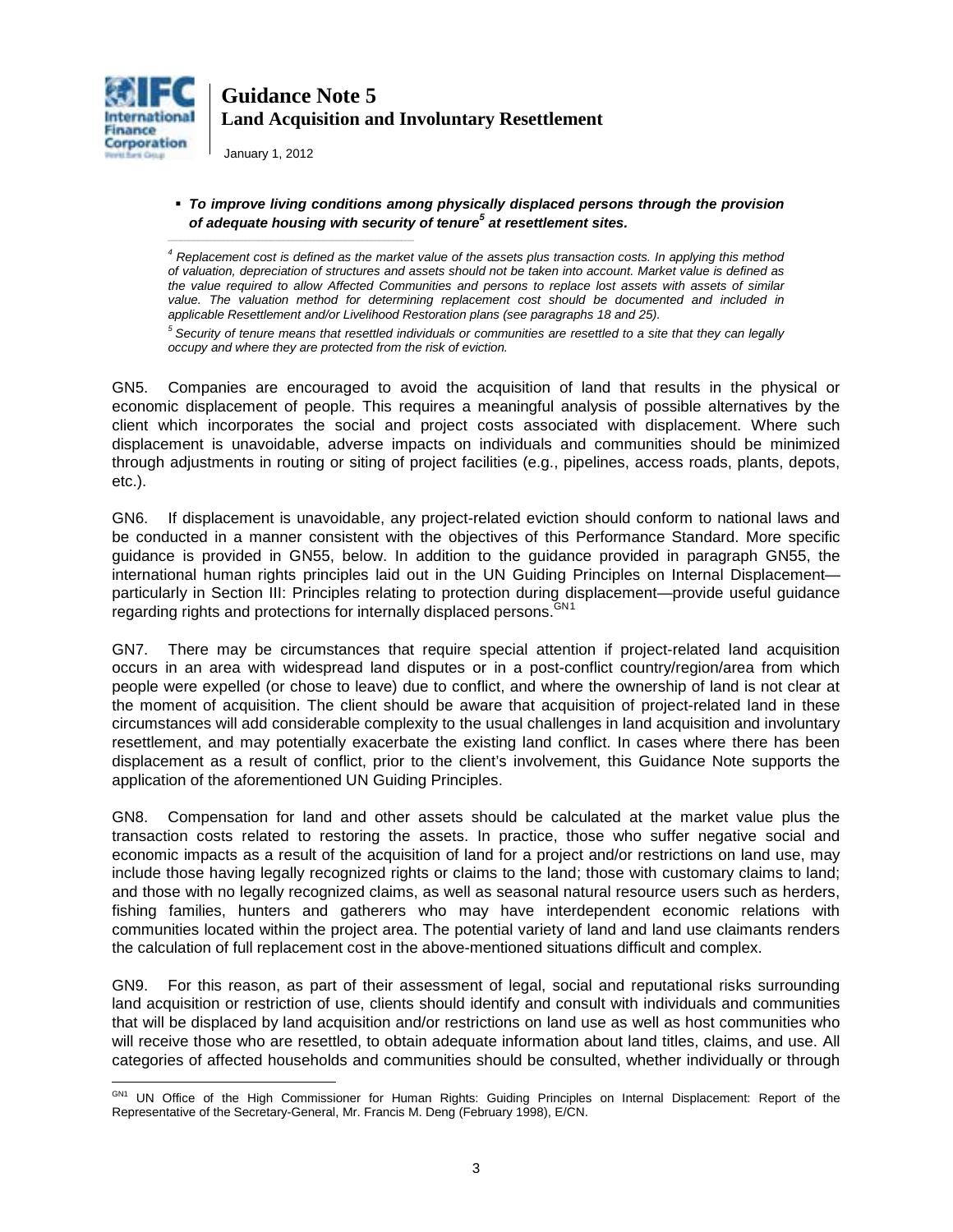- ***To improve living conditions among physically displaced persons through the provision of adequate housing with security of tenure[5] at resettlement sites.***

*[4] Replacement cost is defined as the market value of the assets plus transaction costs. In applying this method of valuation, depreciation of structures and assets should not be taken into account. Market value is defined as the value required to allow Affected Communities and persons to replace lost assets with assets of similar value. The valuation method for determining replacement cost should be documented and included in applicable Resettlement and/or Livelihood Restoration plans (see paragraphs 18 and 25).*

*[5] Security of tenure means that resettled individuals or communities are resettled to a site that they can legally occupy and where they are protected from the risk of eviction.*

GN5. Companies are encouraged to avoid the acquisition of land that results in the physical or economic displacement of people. This requires a meaningful analysis of possible alternatives by the client which incorporates the social and project costs associated with displacement. Where such displacement is unavoidable, adverse impacts on individuals and communities should be minimized through adjustments in routing or siting of project facilities (e.g., pipelines, access roads, plants, depots, etc.).

GN6. If displacement is unavoidable, any project-related eviction should conform to national laws and be conducted in a manner consistent with the objectives of this Performance Standard. More specific guidance is provided in GN55, below. In addition to the guidance provided in paragraph GN55, the international human rights principles laid out in the UN Guiding Principles on Internal Displacement—particularly in Section III: Principles relating to protection during displacement—provide useful guidance regarding rights and protections for internally displaced persons.[GN1]

GN7. There may be circumstances that require special attention if project-related land acquisition occurs in an area with widespread land disputes or in a post-conflict country/region/area from which people were expelled (or chose to leave) due to conflict, and where the ownership of land is not clear at the moment of acquisition. The client should be aware that acquisition of project-related land in these circumstances will add considerable complexity to the usual challenges in land acquisition and involuntary resettlement, and may potentially exacerbate the existing land conflict. In cases where there has been displacement as a result of conflict, prior to the client's involvement, this Guidance Note supports the application of the aforementioned UN Guiding Principles.

GN8. Compensation for land and other assets should be calculated at the market value plus the transaction costs related to restoring the assets. In practice, those who suffer negative social and economic impacts as a result of the acquisition of land for a project and/or restrictions on land use, may include those having legally recognized rights or claims to the land; those with customary claims to land; and those with no legally recognized claims, as well as seasonal natural resource users such as herders, fishing families, hunters and gatherers who may have interdependent economic relations with communities located within the project area. The potential variety of land and land use claimants renders the calculation of full replacement cost in the above-mentioned situations difficult and complex.

GN9. For this reason, as part of their assessment of legal, social and reputational risks surrounding land acquisition or restriction of use, clients should identify and consult with individuals and communities that will be displaced by land acquisition and/or restrictions on land use as well as host communities who will receive those who are resettled, to obtain adequate information about land titles, claims, and use. All categories of affected households and communities should be consulted, whether individually or through

[GN1] UN Office of the High Commissioner for Human Rights: Guiding Principles on Internal Displacement: Report of the Representative of the Secretary-General, Mr. Francis M. Deng (February 1998), E/CN.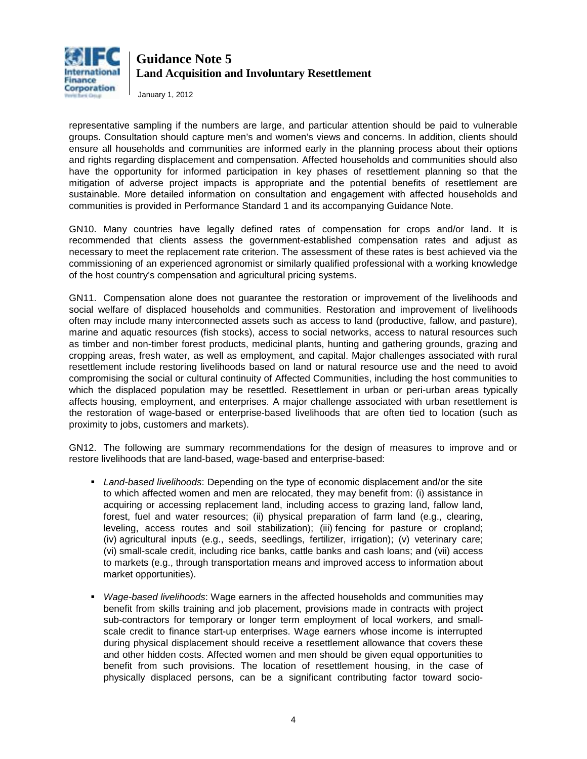representative sampling if the numbers are large, and particular attention should be paid to vulnerable groups. Consultation should capture men's and women's views and concerns. In addition, clients should ensure all households and communities are informed early in the planning process about their options and rights regarding displacement and compensation. Affected households and communities should also have the opportunity for informed participation in key phases of resettlement planning so that the mitigation of adverse project impacts is appropriate and the potential benefits of resettlement are sustainable. More detailed information on consultation and engagement with affected households and communities is provided in Performance Standard 1 and its accompanying Guidance Note.

GN10. Many countries have legally defined rates of compensation for crops and/or land. It is recommended that clients assess the government-established compensation rates and adjust as necessary to meet the replacement rate criterion. The assessment of these rates is best achieved via the commissioning of an experienced agronomist or similarly qualified professional with a working knowledge of the host country's compensation and agricultural pricing systems.

GN11. Compensation alone does not guarantee the restoration or improvement of the livelihoods and social welfare of displaced households and communities. Restoration and improvement of livelihoods often may include many interconnected assets such as access to land (productive, fallow, and pasture), marine and aquatic resources (fish stocks), access to social networks, access to natural resources such as timber and non-timber forest products, medicinal plants, hunting and gathering grounds, grazing and cropping areas, fresh water, as well as employment, and capital. Major challenges associated with rural resettlement include restoring livelihoods based on land or natural resource use and the need to avoid compromising the social or cultural continuity of Affected Communities, including the host communities to which the displaced population may be resettled. Resettlement in urban or peri-urban areas typically affects housing, employment, and enterprises. A major challenge associated with urban resettlement is the restoration of wage-based or enterprise-based livelihoods that are often tied to location (such as proximity to jobs, customers and markets).

GN12. The following are summary recommendations for the design of measures to improve and or restore livelihoods that are land-based, wage-based and enterprise-based:

- *Land-based livelihoods*: Depending on the type of economic displacement and/or the site to which affected women and men are relocated, they may benefit from: (i) assistance in acquiring or accessing replacement land, including access to grazing land, fallow land, forest, fuel and water resources; (ii) physical preparation of farm land (e.g., clearing, leveling, access routes and soil stabilization); (iii) fencing for pasture or cropland; (iv) agricultural inputs (e.g., seeds, seedlings, fertilizer, irrigation); (v) veterinary care; (vi) small-scale credit, including rice banks, cattle banks and cash loans; and (vii) access to markets (e.g., through transportation means and improved access to information about market opportunities).

- *Wage-based livelihoods*: Wage earners in the affected households and communities may benefit from skills training and job placement, provisions made in contracts with project sub-contractors for temporary or longer term employment of local workers, and small-scale credit to finance start-up enterprises. Wage earners whose income is interrupted during physical displacement should receive a resettlement allowance that covers these and other hidden costs. Affected women and men should be given equal opportunities to benefit from such provisions. The location of resettlement housing, in the case of physically displaced persons, can be a significant contributing factor toward socio-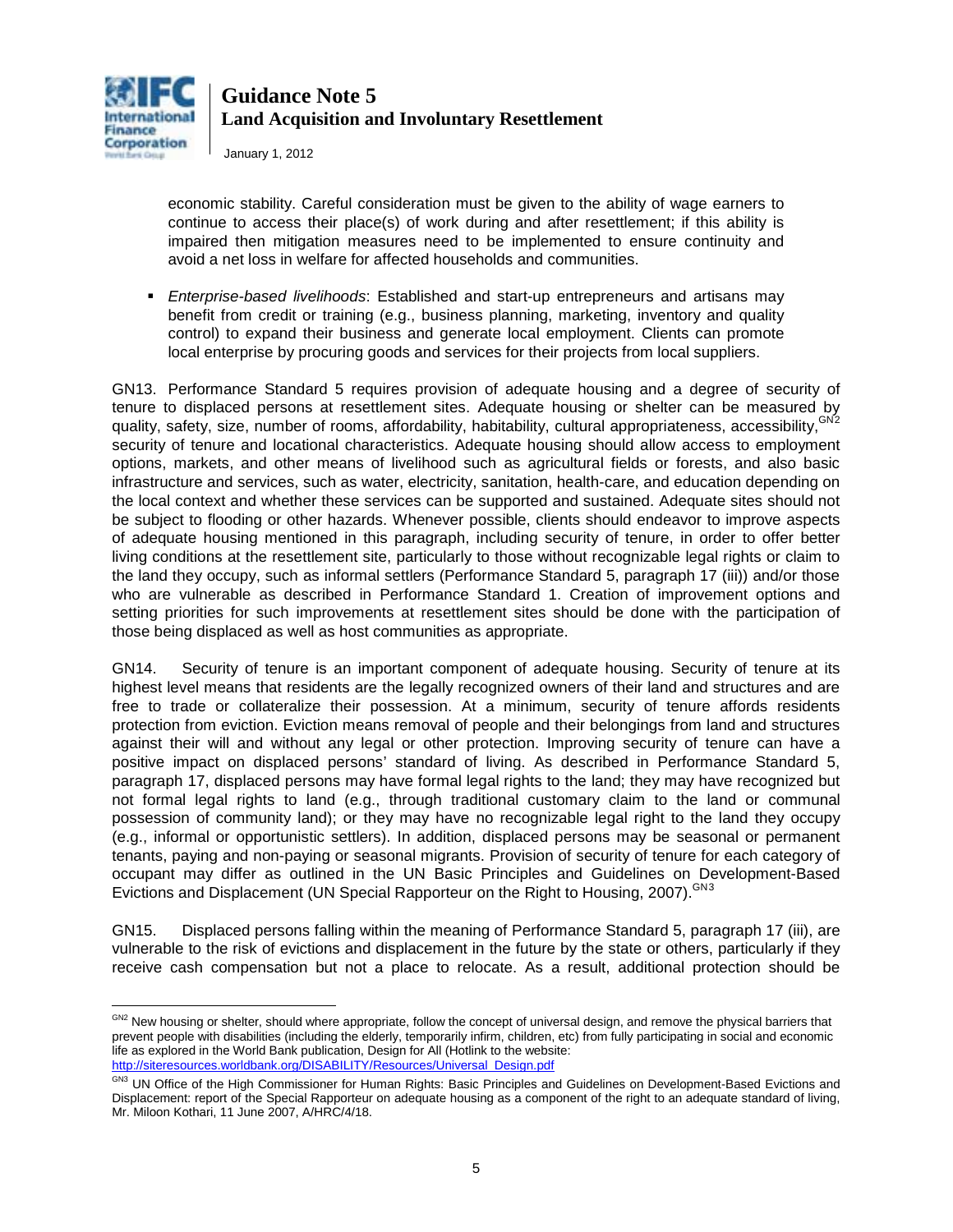economic stability. Careful consideration must be given to the ability of wage earners to continue to access their place(s) of work during and after resettlement; if this ability is impaired then mitigation measures need to be implemented to ensure continuity and avoid a net loss in welfare for affected households and communities.

- *Enterprise-based livelihoods*: Established and start-up entrepreneurs and artisans may benefit from credit or training (e.g., business planning, marketing, inventory and quality control) to expand their business and generate local employment. Clients can promote local enterprise by procuring goods and services for their projects from local suppliers.

GN13. Performance Standard 5 requires provision of adequate housing and a degree of security of tenure to displaced persons at resettlement sites. Adequate housing or shelter can be measured by quality, safety, size, number of rooms, affordability, habitability, cultural appropriateness, accessibility,[GN2] security of tenure and locational characteristics. Adequate housing should allow access to employment options, markets, and other means of livelihood such as agricultural fields or forests, and also basic infrastructure and services, such as water, electricity, sanitation, health-care, and education depending on the local context and whether these services can be supported and sustained. Adequate sites should not be subject to flooding or other hazards. Whenever possible, clients should endeavor to improve aspects of adequate housing mentioned in this paragraph, including security of tenure, in order to offer better living conditions at the resettlement site, particularly to those without recognizable legal rights or claim to the land they occupy, such as informal settlers (Performance Standard 5, paragraph 17 (iii)) and/or those who are vulnerable as described in Performance Standard 1. Creation of improvement options and setting priorities for such improvements at resettlement sites should be done with the participation of those being displaced as well as host communities as appropriate.

GN14. Security of tenure is an important component of adequate housing. Security of tenure at its highest level means that residents are the legally recognized owners of their land and structures and are free to trade or collateralize their possession. At a minimum, security of tenure affords residents protection from eviction. Eviction means removal of people and their belongings from land and structures against their will and without any legal or other protection. Improving security of tenure can have a positive impact on displaced persons' standard of living. As described in Performance Standard 5, paragraph 17, displaced persons may have formal legal rights to the land; they may have recognized but not formal legal rights to land (e.g., through traditional customary claim to the land or communal possession of community land); or they may have no recognizable legal right to the land they occupy (e.g., informal or opportunistic settlers). In addition, displaced persons may be seasonal or permanent tenants, paying and non-paying or seasonal migrants. Provision of security of tenure for each category of occupant may differ as outlined in the UN Basic Principles and Guidelines on Development-Based Evictions and Displacement (UN Special Rapporteur on the Right to Housing, 2007).[GN3]

GN15. Displaced persons falling within the meaning of Performance Standard 5, paragraph 17 (iii), are vulnerable to the risk of evictions and displacement in the future by the state or others, particularly if they receive cash compensation but not a place to relocate. As a result, additional protection should be

---

[GN2] New housing or shelter, should where appropriate, follow the concept of universal design, and remove the physical barriers that prevent people with disabilities (including the elderly, temporarily infirm, children, etc) from fully participating in social and economic life as explored in the World Bank publication, Design for All (Hotlink to the website: http://siteresources.worldbank.org/DISABILITY/Resources/Universal_Design.pdf

[GN3] UN Office of the High Commissioner for Human Rights: Basic Principles and Guidelines on Development-Based Evictions and Displacement: report of the Special Rapporteur on adequate housing as a component of the right to an adequate standard of living, Mr. Miloon Kothari, 11 June 2007, A/HRC/4/18.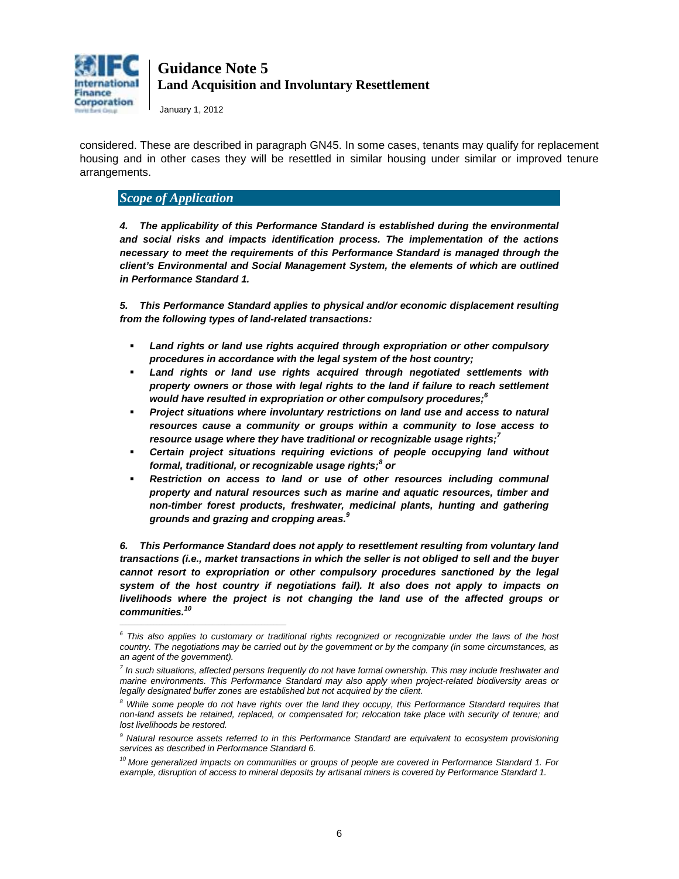considered. These are described in paragraph GN45. In some cases, tenants may qualify for replacement housing and in other cases they will be resettled in similar housing under similar or improved tenure arrangements.

## *Scope of Application*

***4. The applicability of this Performance Standard is established during the environmental and social risks and impacts identification process. The implementation of the actions necessary to meet the requirements of this Performance Standard is managed through the client's Environmental and Social Management System, the elements of which are outlined in Performance Standard 1.***

***5. This Performance Standard applies to physical and/or economic displacement resulting from the following types of land-related transactions:***

- ***Land rights or land use rights acquired through expropriation or other compulsory procedures in accordance with the legal system of the host country;***
- ***Land rights or land use rights acquired through negotiated settlements with property owners or those with legal rights to the land if failure to reach settlement would have resulted in expropriation or other compulsory procedures;[6]***
- ***Project situations where involuntary restrictions on land use and access to natural resources cause a community or groups within a community to lose access to resource usage where they have traditional or recognizable usage rights;[7]***
- ***Certain project situations requiring evictions of people occupying land without formal, traditional, or recognizable usage rights;[8] or***
- ***Restriction on access to land or use of other resources including communal property and natural resources such as marine and aquatic resources, timber and non-timber forest products, freshwater, medicinal plants, hunting and gathering grounds and grazing and cropping areas.[9]***

***6. This Performance Standard does not apply to resettlement resulting from voluntary land transactions (i.e., market transactions in which the seller is not obliged to sell and the buyer cannot resort to expropriation or other compulsory procedures sanctioned by the legal system of the host country if negotiations fail). It also does not apply to impacts on livelihoods where the project is not changing the land use of the affected groups or communities.[10]***

---

*[6] This also applies to customary or traditional rights recognized or recognizable under the laws of the host country. The negotiations may be carried out by the government or by the company (in some circumstances, as an agent of the government).*

*[7] In such situations, affected persons frequently do not have formal ownership. This may include freshwater and marine environments. This Performance Standard may also apply when project-related biodiversity areas or legally designated buffer zones are established but not acquired by the client.*

*[8] While some people do not have rights over the land they occupy, this Performance Standard requires that non-land assets be retained, replaced, or compensated for; relocation take place with security of tenure; and lost livelihoods be restored.*

*[9] Natural resource assets referred to in this Performance Standard are equivalent to ecosystem provisioning services as described in Performance Standard 6.*

*[10] More generalized impacts on communities or groups of people are covered in Performance Standard 1. For example, disruption of access to mineral deposits by artisanal miners is covered by Performance Standard 1.*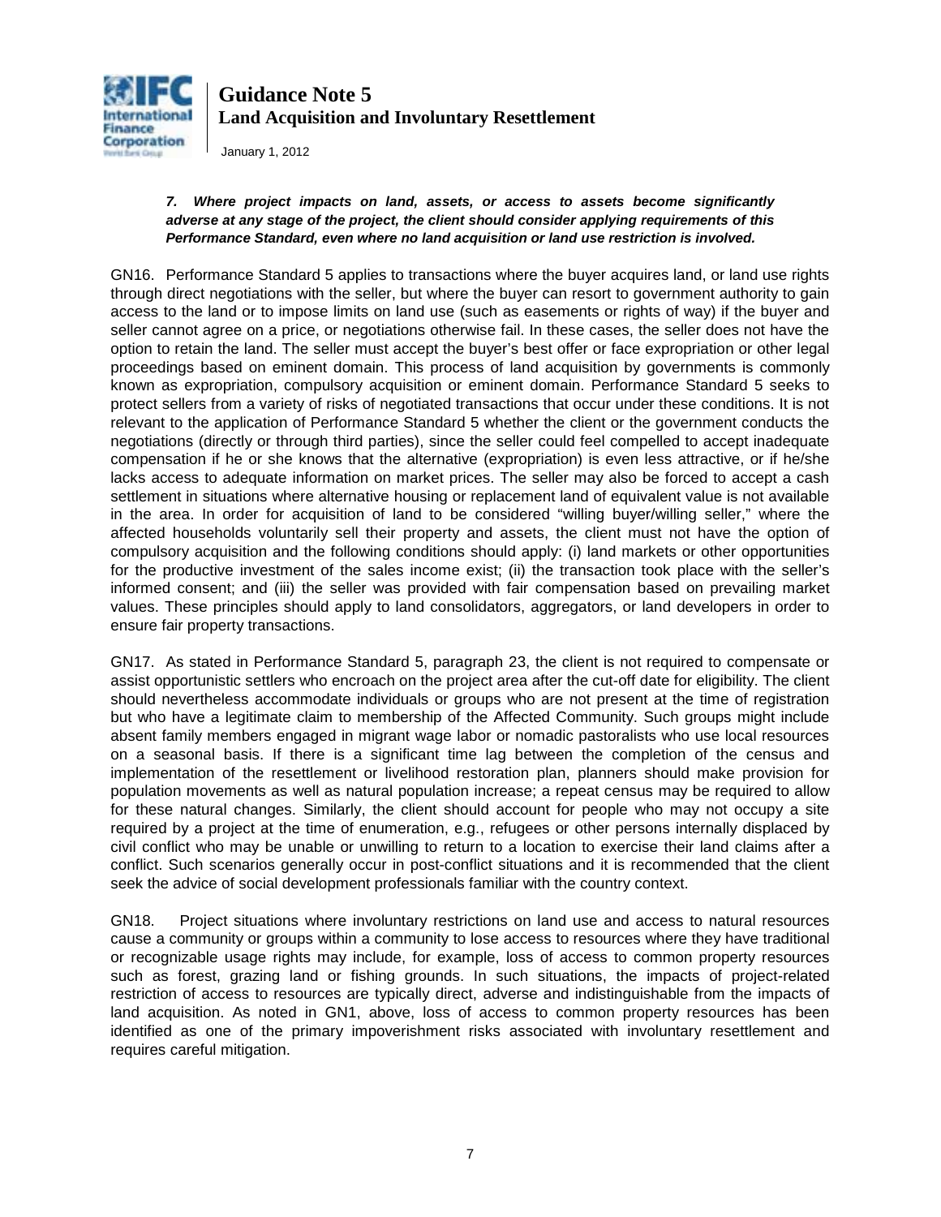***7. Where project impacts on land, assets, or access to assets become significantly adverse at any stage of the project, the client should consider applying requirements of this Performance Standard, even where no land acquisition or land use restriction is involved.***

GN16. Performance Standard 5 applies to transactions where the buyer acquires land, or land use rights through direct negotiations with the seller, but where the buyer can resort to government authority to gain access to the land or to impose limits on land use (such as easements or rights of way) if the buyer and seller cannot agree on a price, or negotiations otherwise fail. In these cases, the seller does not have the option to retain the land. The seller must accept the buyer's best offer or face expropriation or other legal proceedings based on eminent domain. This process of land acquisition by governments is commonly known as expropriation, compulsory acquisition or eminent domain. Performance Standard 5 seeks to protect sellers from a variety of risks of negotiated transactions that occur under these conditions. It is not relevant to the application of Performance Standard 5 whether the client or the government conducts the negotiations (directly or through third parties), since the seller could feel compelled to accept inadequate compensation if he or she knows that the alternative (expropriation) is even less attractive, or if he/she lacks access to adequate information on market prices. The seller may also be forced to accept a cash settlement in situations where alternative housing or replacement land of equivalent value is not available in the area. In order for acquisition of land to be considered "willing buyer/willing seller," where the affected households voluntarily sell their property and assets, the client must not have the option of compulsory acquisition and the following conditions should apply: (i) land markets or other opportunities for the productive investment of the sales income exist; (ii) the transaction took place with the seller's informed consent; and (iii) the seller was provided with fair compensation based on prevailing market values. These principles should apply to land consolidators, aggregators, or land developers in order to ensure fair property transactions.

GN17. As stated in Performance Standard 5, paragraph 23, the client is not required to compensate or assist opportunistic settlers who encroach on the project area after the cut-off date for eligibility. The client should nevertheless accommodate individuals or groups who are not present at the time of registration but who have a legitimate claim to membership of the Affected Community. Such groups might include absent family members engaged in migrant wage labor or nomadic pastoralists who use local resources on a seasonal basis. If there is a significant time lag between the completion of the census and implementation of the resettlement or livelihood restoration plan, planners should make provision for population movements as well as natural population increase; a repeat census may be required to allow for these natural changes. Similarly, the client should account for people who may not occupy a site required by a project at the time of enumeration, e.g., refugees or other persons internally displaced by civil conflict who may be unable or unwilling to return to a location to exercise their land claims after a conflict. Such scenarios generally occur in post-conflict situations and it is recommended that the client seek the advice of social development professionals familiar with the country context.

GN18. Project situations where involuntary restrictions on land use and access to natural resources cause a community or groups within a community to lose access to resources where they have traditional or recognizable usage rights may include, for example, loss of access to common property resources such as forest, grazing land or fishing grounds. In such situations, the impacts of project-related restriction of access to resources are typically direct, adverse and indistinguishable from the impacts of land acquisition. As noted in GN1, above, loss of access to common property resources has been identified as one of the primary impoverishment risks associated with involuntary resettlement and requires careful mitigation.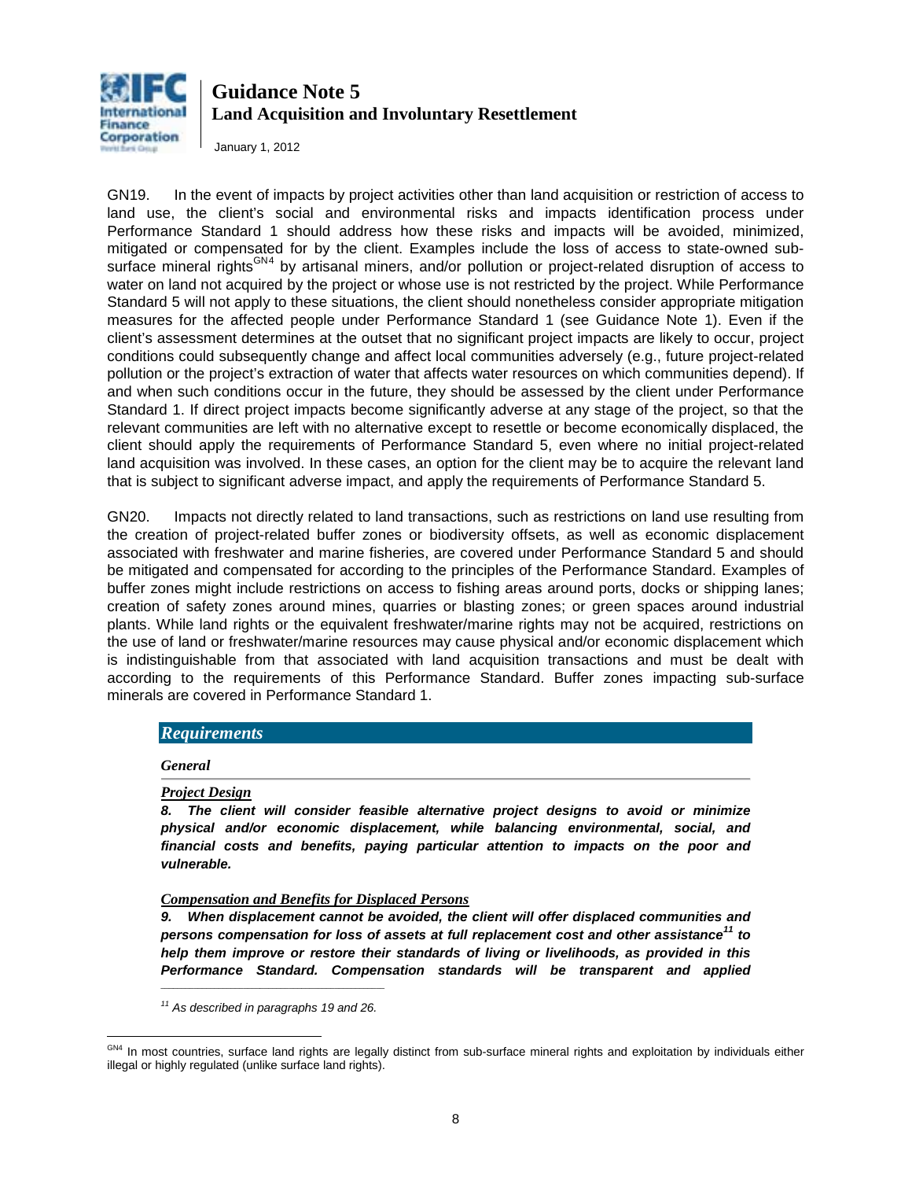GN19. In the event of impacts by project activities other than land acquisition or restriction of access to land use, the client's social and environmental risks and impacts identification process under Performance Standard 1 should address how these risks and impacts will be avoided, minimized, mitigated or compensated for by the client. Examples include the loss of access to state-owned sub-surface mineral rights[GN4] by artisanal miners, and/or pollution or project-related disruption of access to water on land not acquired by the project or whose use is not restricted by the project. While Performance Standard 5 will not apply to these situations, the client should nonetheless consider appropriate mitigation measures for the affected people under Performance Standard 1 (see Guidance Note 1). Even if the client's assessment determines at the outset that no significant project impacts are likely to occur, project conditions could subsequently change and affect local communities adversely (e.g., future project-related pollution or the project's extraction of water that affects water resources on which communities depend). If and when such conditions occur in the future, they should be assessed by the client under Performance Standard 1. If direct project impacts become significantly adverse at any stage of the project, so that the relevant communities are left with no alternative except to resettle or become economically displaced, the client should apply the requirements of Performance Standard 5, even where no initial project-related land acquisition was involved. In these cases, an option for the client may be to acquire the relevant land that is subject to significant adverse impact, and apply the requirements of Performance Standard 5.

GN20. Impacts not directly related to land transactions, such as restrictions on land use resulting from the creation of project-related buffer zones or biodiversity offsets, as well as economic displacement associated with freshwater and marine fisheries, are covered under Performance Standard 5 and should be mitigated and compensated for according to the principles of the Performance Standard. Examples of buffer zones might include restrictions on access to fishing areas around ports, docks or shipping lanes; creation of safety zones around mines, quarries or blasting zones; or green spaces around industrial plants. While land rights or the equivalent freshwater/marine rights may not be acquired, restrictions on the use of land or freshwater/marine resources may cause physical and/or economic displacement which is indistinguishable from that associated with land acquisition transactions and must be dealt with according to the requirements of this Performance Standard. Buffer zones impacting sub-surface minerals are covered in Performance Standard 1.

## *Requirements*

### *General*

***Project Design***

***8. The client will consider feasible alternative project designs to avoid or minimize physical and/or economic displacement, while balancing environmental, social, and financial costs and benefits, paying particular attention to impacts on the poor and vulnerable.***

***Compensation and Benefits for Displaced Persons***

***9. When displacement cannot be avoided, the client will offer displaced communities and persons compensation for loss of assets at full replacement cost and other assistance[11] to help them improve or restore their standards of living or livelihoods, as provided in this Performance Standard. Compensation standards will be transparent and applied***

---

*[11] As described in paragraphs 19 and 26.*

---

[GN4] In most countries, surface land rights are legally distinct from sub-surface mineral rights and exploitation by individuals either illegal or highly regulated (unlike surface land rights).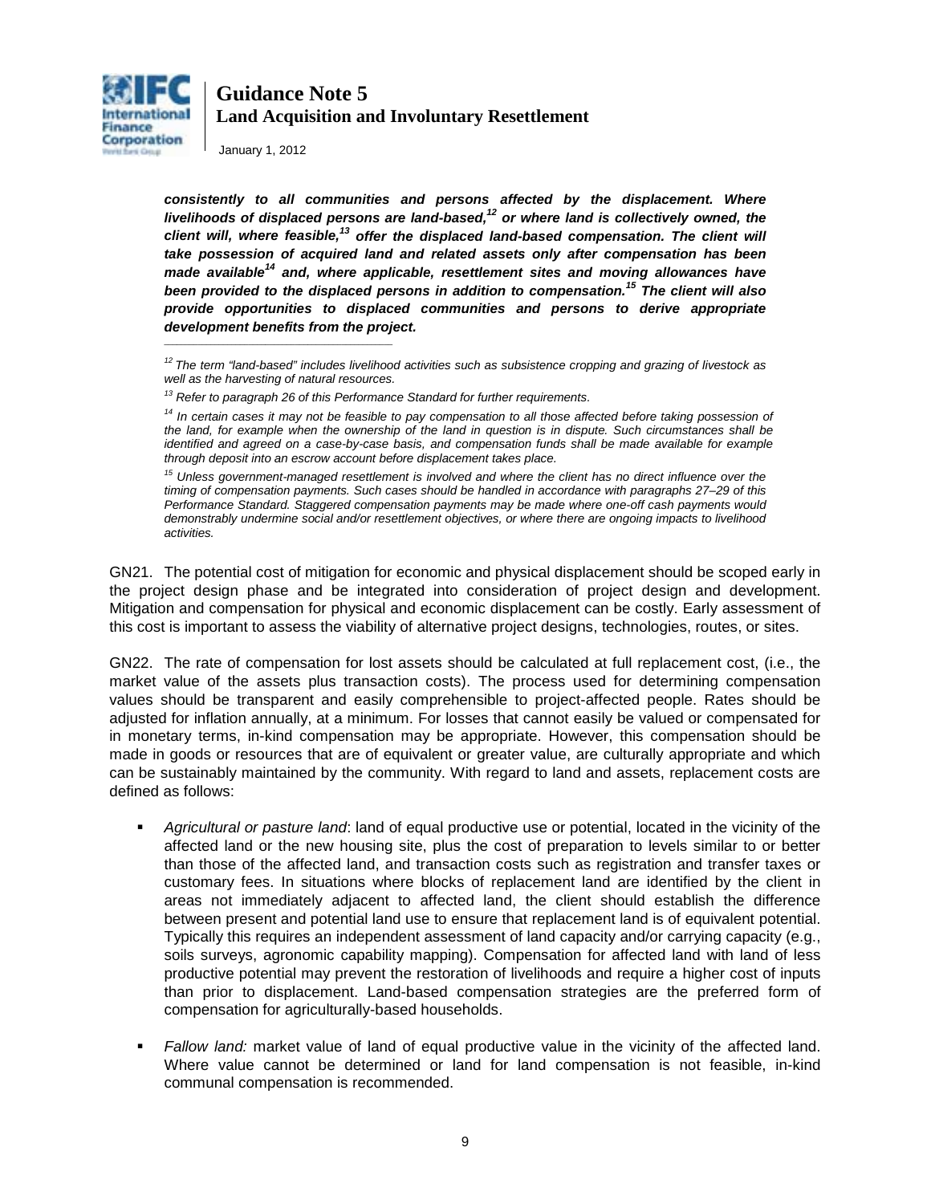***consistently to all communities and persons affected by the displacement. Where livelihoods of displaced persons are land-based,[12] or where land is collectively owned, the client will, where feasible,[13] offer the displaced land-based compensation. The client will take possession of acquired land and related assets only after compensation has been made available[14] and, where applicable, resettlement sites and moving allowances have been provided to the displaced persons in addition to compensation.[15] The client will also provide opportunities to displaced communities and persons to derive appropriate development benefits from the project.***

---

*[12] The term "land-based" includes livelihood activities such as subsistence cropping and grazing of livestock as well as the harvesting of natural resources.*

*[13] Refer to paragraph 26 of this Performance Standard for further requirements.*

*[14] In certain cases it may not be feasible to pay compensation to all those affected before taking possession of the land, for example when the ownership of the land in question is in dispute. Such circumstances shall be identified and agreed on a case-by-case basis, and compensation funds shall be made available for example through deposit into an escrow account before displacement takes place.*

*[15] Unless government-managed resettlement is involved and where the client has no direct influence over the timing of compensation payments. Such cases should be handled in accordance with paragraphs 27–29 of this Performance Standard. Staggered compensation payments may be made where one-off cash payments would demonstrably undermine social and/or resettlement objectives, or where there are ongoing impacts to livelihood activities.*

GN21. The potential cost of mitigation for economic and physical displacement should be scoped early in the project design phase and be integrated into consideration of project design and development. Mitigation and compensation for physical and economic displacement can be costly. Early assessment of this cost is important to assess the viability of alternative project designs, technologies, routes, or sites.

GN22. The rate of compensation for lost assets should be calculated at full replacement cost, (i.e., the market value of the assets plus transaction costs). The process used for determining compensation values should be transparent and easily comprehensible to project-affected people. Rates should be adjusted for inflation annually, at a minimum. For losses that cannot easily be valued or compensated for in monetary terms, in-kind compensation may be appropriate. However, this compensation should be made in goods or resources that are of equivalent or greater value, are culturally appropriate and which can be sustainably maintained by the community. With regard to land and assets, replacement costs are defined as follows:

- *Agricultural or pasture land*: land of equal productive use or potential, located in the vicinity of the affected land or the new housing site, plus the cost of preparation to levels similar to or better than those of the affected land, and transaction costs such as registration and transfer taxes or customary fees. In situations where blocks of replacement land are identified by the client in areas not immediately adjacent to affected land, the client should establish the difference between present and potential land use to ensure that replacement land is of equivalent potential. Typically this requires an independent assessment of land capacity and/or carrying capacity (e.g., soils surveys, agronomic capability mapping). Compensation for affected land with land of less productive potential may prevent the restoration of livelihoods and require a higher cost of inputs than prior to displacement. Land-based compensation strategies are the preferred form of compensation for agriculturally-based households.

- *Fallow land:* market value of land of equal productive value in the vicinity of the affected land. Where value cannot be determined or land for land compensation is not feasible, in-kind communal compensation is recommended.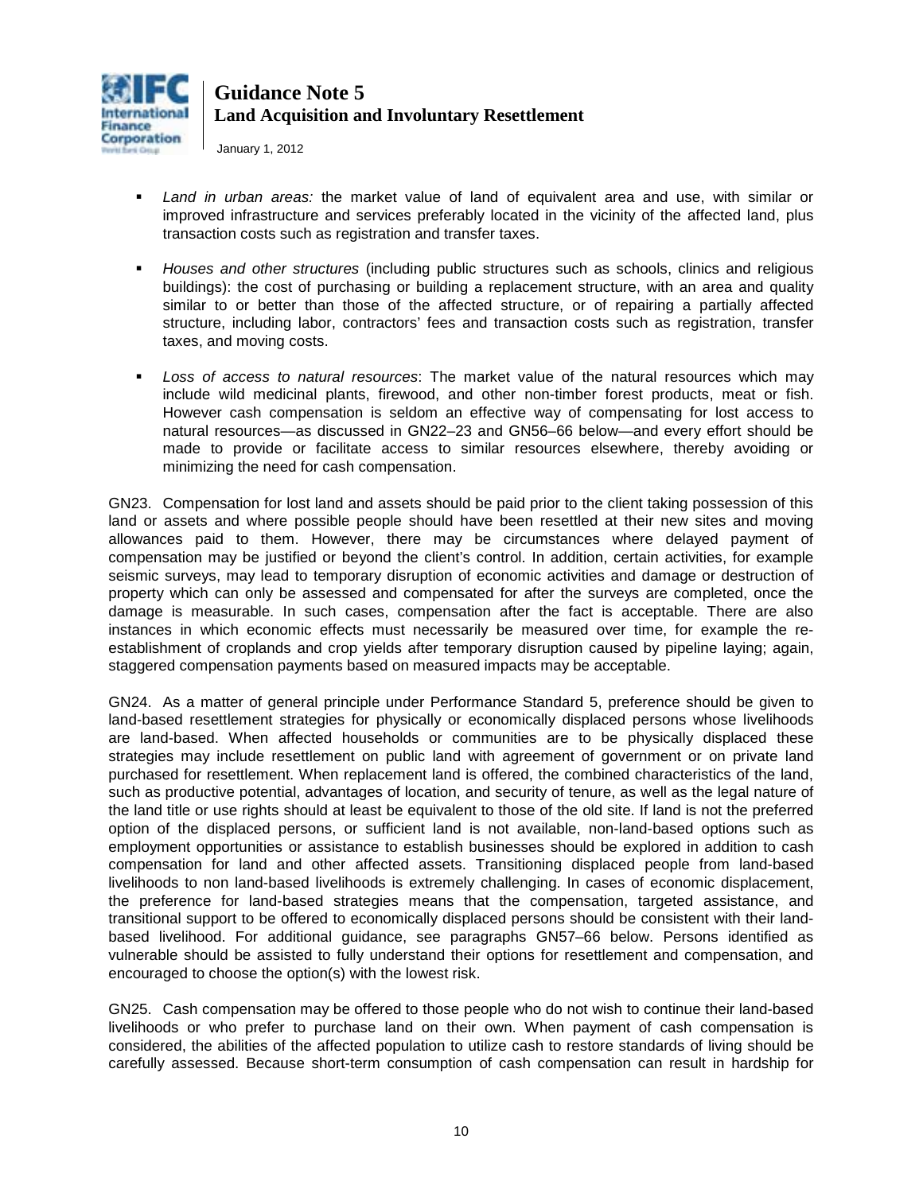- *Land in urban areas:* the market value of land of equivalent area and use, with similar or improved infrastructure and services preferably located in the vicinity of the affected land, plus transaction costs such as registration and transfer taxes.

- *Houses and other structures* (including public structures such as schools, clinics and religious buildings): the cost of purchasing or building a replacement structure, with an area and quality similar to or better than those of the affected structure, or of repairing a partially affected structure, including labor, contractors' fees and transaction costs such as registration, transfer taxes, and moving costs.

- *Loss of access to natural resources*: The market value of the natural resources which may include wild medicinal plants, firewood, and other non-timber forest products, meat or fish. However cash compensation is seldom an effective way of compensating for lost access to natural resources—as discussed in GN22–23 and GN56–66 below—and every effort should be made to provide or facilitate access to similar resources elsewhere, thereby avoiding or minimizing the need for cash compensation.

GN23. Compensation for lost land and assets should be paid prior to the client taking possession of this land or assets and where possible people should have been resettled at their new sites and moving allowances paid to them. However, there may be circumstances where delayed payment of compensation may be justified or beyond the client's control. In addition, certain activities, for example seismic surveys, may lead to temporary disruption of economic activities and damage or destruction of property which can only be assessed and compensated for after the surveys are completed, once the damage is measurable. In such cases, compensation after the fact is acceptable. There are also instances in which economic effects must necessarily be measured over time, for example the re-establishment of croplands and crop yields after temporary disruption caused by pipeline laying; again, staggered compensation payments based on measured impacts may be acceptable.

GN24. As a matter of general principle under Performance Standard 5, preference should be given to land-based resettlement strategies for physically or economically displaced persons whose livelihoods are land-based. When affected households or communities are to be physically displaced these strategies may include resettlement on public land with agreement of government or on private land purchased for resettlement. When replacement land is offered, the combined characteristics of the land, such as productive potential, advantages of location, and security of tenure, as well as the legal nature of the land title or use rights should at least be equivalent to those of the old site. If land is not the preferred option of the displaced persons, or sufficient land is not available, non-land-based options such as employment opportunities or assistance to establish businesses should be explored in addition to cash compensation for land and other affected assets. Transitioning displaced people from land-based livelihoods to non land-based livelihoods is extremely challenging. In cases of economic displacement, the preference for land-based strategies means that the compensation, targeted assistance, and transitional support to be offered to economically displaced persons should be consistent with their land-based livelihood. For additional guidance, see paragraphs GN57–66 below. Persons identified as vulnerable should be assisted to fully understand their options for resettlement and compensation, and encouraged to choose the option(s) with the lowest risk.

GN25. Cash compensation may be offered to those people who do not wish to continue their land-based livelihoods or who prefer to purchase land on their own. When payment of cash compensation is considered, the abilities of the affected population to utilize cash to restore standards of living should be carefully assessed. Because short-term consumption of cash compensation can result in hardship for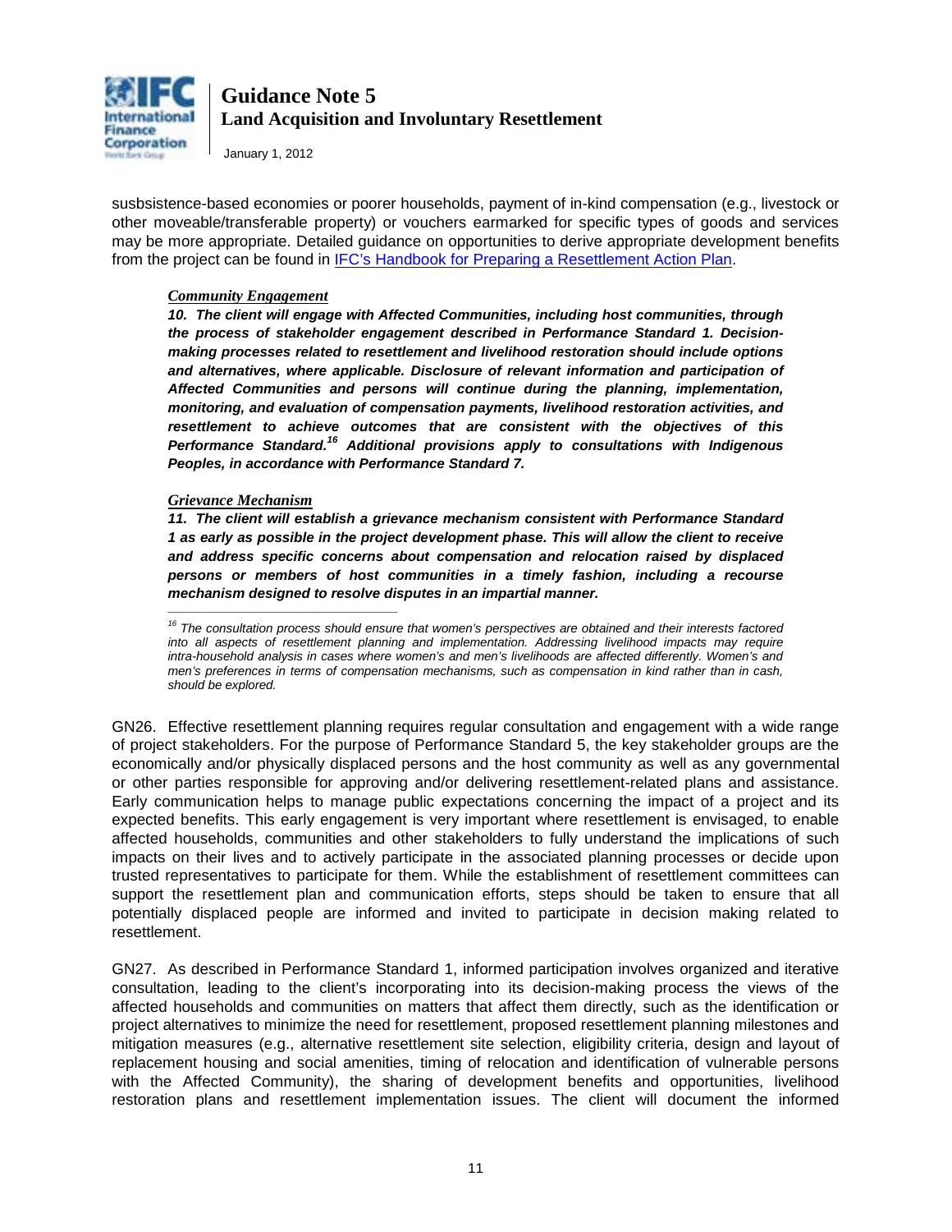susbsistence-based economies or poorer households, payment of in-kind compensation (e.g., livestock or other moveable/transferable property) or vouchers earmarked for specific types of goods and services may be more appropriate. Detailed guidance on opportunities to derive appropriate development benefits from the project can be found in IFC's Handbook for Preparing a Resettlement Action Plan.

***Community Engagement***

***10. The client will engage with Affected Communities, including host communities, through the process of stakeholder engagement described in Performance Standard 1. Decision-making processes related to resettlement and livelihood restoration should include options and alternatives, where applicable. Disclosure of relevant information and participation of Affected Communities and persons will continue during the planning, implementation, monitoring, and evaluation of compensation payments, livelihood restoration activities, and resettlement to achieve outcomes that are consistent with the objectives of this Performance Standard.[16] Additional provisions apply to consultations with Indigenous Peoples, in accordance with Performance Standard 7.***

***Grievance Mechanism***

***11. The client will establish a grievance mechanism consistent with Performance Standard 1 as early as possible in the project development phase. This will allow the client to receive and address specific concerns about compensation and relocation raised by displaced persons or members of host communities in a timely fashion, including a recourse mechanism designed to resolve disputes in an impartial manner.***

*[16] The consultation process should ensure that women's perspectives are obtained and their interests factored into all aspects of resettlement planning and implementation. Addressing livelihood impacts may require intra-household analysis in cases where women's and men's livelihoods are affected differently. Women's and men's preferences in terms of compensation mechanisms, such as compensation in kind rather than in cash, should be explored.*

GN26. Effective resettlement planning requires regular consultation and engagement with a wide range of project stakeholders. For the purpose of Performance Standard 5, the key stakeholder groups are the economically and/or physically displaced persons and the host community as well as any governmental or other parties responsible for approving and/or delivering resettlement-related plans and assistance. Early communication helps to manage public expectations concerning the impact of a project and its expected benefits. This early engagement is very important where resettlement is envisaged, to enable affected households, communities and other stakeholders to fully understand the implications of such impacts on their lives and to actively participate in the associated planning processes or decide upon trusted representatives to participate for them. While the establishment of resettlement committees can support the resettlement plan and communication efforts, steps should be taken to ensure that all potentially displaced people are informed and invited to participate in decision making related to resettlement.

GN27. As described in Performance Standard 1, informed participation involves organized and iterative consultation, leading to the client's incorporating into its decision-making process the views of the affected households and communities on matters that affect them directly, such as the identification or project alternatives to minimize the need for resettlement, proposed resettlement planning milestones and mitigation measures (e.g., alternative resettlement site selection, eligibility criteria, design and layout of replacement housing and social amenities, timing of relocation and identification of vulnerable persons with the Affected Community), the sharing of development benefits and opportunities, livelihood restoration plans and resettlement implementation issues. The client will document the informed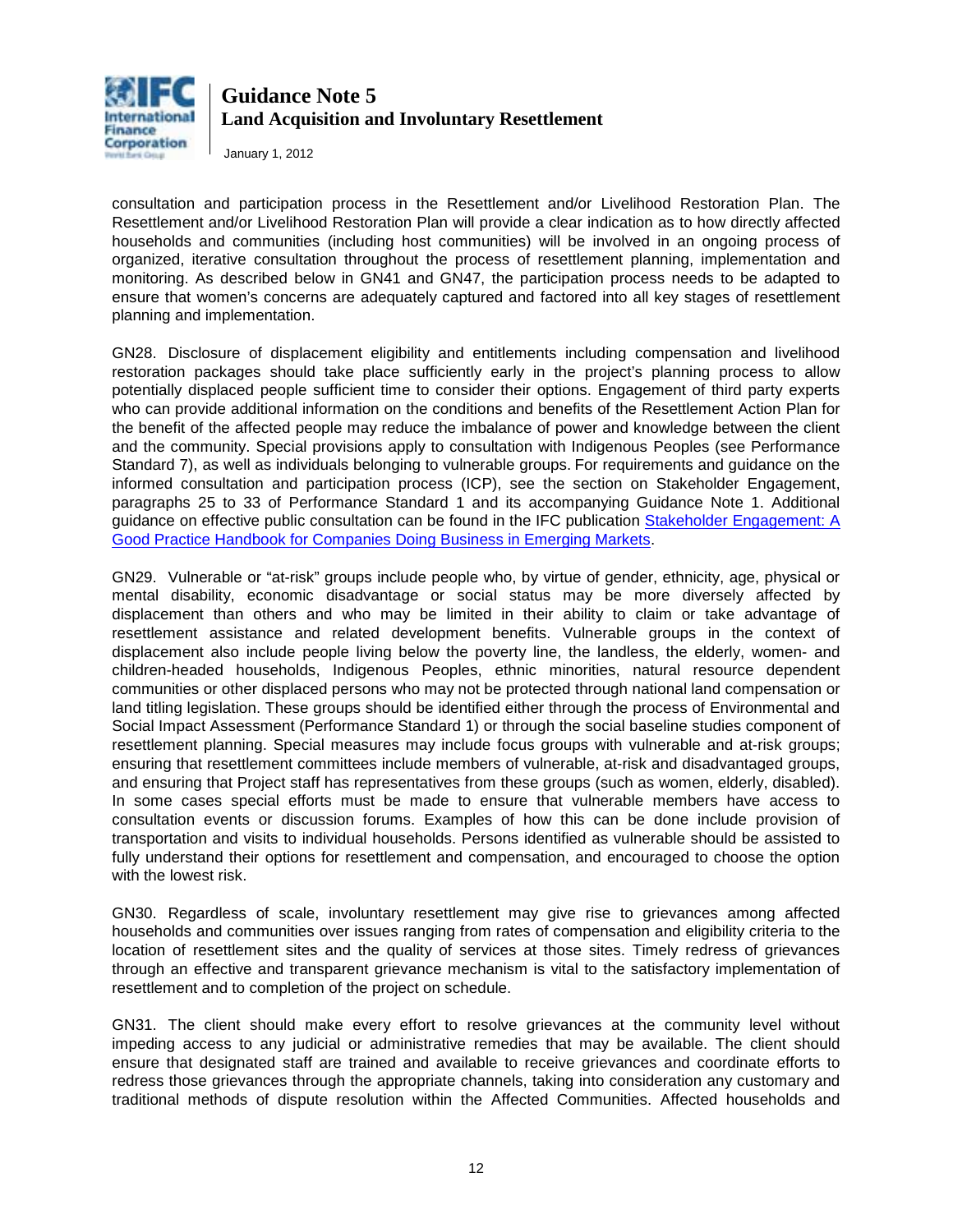consultation and participation process in the Resettlement and/or Livelihood Restoration Plan. The Resettlement and/or Livelihood Restoration Plan will provide a clear indication as to how directly affected households and communities (including host communities) will be involved in an ongoing process of organized, iterative consultation throughout the process of resettlement planning, implementation and monitoring. As described below in GN41 and GN47, the participation process needs to be adapted to ensure that women's concerns are adequately captured and factored into all key stages of resettlement planning and implementation.

GN28. Disclosure of displacement eligibility and entitlements including compensation and livelihood restoration packages should take place sufficiently early in the project's planning process to allow potentially displaced people sufficient time to consider their options. Engagement of third party experts who can provide additional information on the conditions and benefits of the Resettlement Action Plan for the benefit of the affected people may reduce the imbalance of power and knowledge between the client and the community. Special provisions apply to consultation with Indigenous Peoples (see Performance Standard 7), as well as individuals belonging to vulnerable groups. For requirements and guidance on the informed consultation and participation process (ICP), see the section on Stakeholder Engagement, paragraphs 25 to 33 of Performance Standard 1 and its accompanying Guidance Note 1. Additional guidance on effective public consultation can be found in the IFC publication [Stakeholder Engagement: A Good Practice Handbook for Companies Doing Business in Emerging Markets](#).

GN29. Vulnerable or "at-risk" groups include people who, by virtue of gender, ethnicity, age, physical or mental disability, economic disadvantage or social status may be more diversely affected by displacement than others and who may be limited in their ability to claim or take advantage of resettlement assistance and related development benefits. Vulnerable groups in the context of displacement also include people living below the poverty line, the landless, the elderly, women- and children-headed households, Indigenous Peoples, ethnic minorities, natural resource dependent communities or other displaced persons who may not be protected through national land compensation or land titling legislation. These groups should be identified either through the process of Environmental and Social Impact Assessment (Performance Standard 1) or through the social baseline studies component of resettlement planning. Special measures may include focus groups with vulnerable and at-risk groups; ensuring that resettlement committees include members of vulnerable, at-risk and disadvantaged groups, and ensuring that Project staff has representatives from these groups (such as women, elderly, disabled). In some cases special efforts must be made to ensure that vulnerable members have access to consultation events or discussion forums. Examples of how this can be done include provision of transportation and visits to individual households. Persons identified as vulnerable should be assisted to fully understand their options for resettlement and compensation, and encouraged to choose the option with the lowest risk.

GN30. Regardless of scale, involuntary resettlement may give rise to grievances among affected households and communities over issues ranging from rates of compensation and eligibility criteria to the location of resettlement sites and the quality of services at those sites. Timely redress of grievances through an effective and transparent grievance mechanism is vital to the satisfactory implementation of resettlement and to completion of the project on schedule.

GN31. The client should make every effort to resolve grievances at the community level without impeding access to any judicial or administrative remedies that may be available. The client should ensure that designated staff are trained and available to receive grievances and coordinate efforts to redress those grievances through the appropriate channels, taking into consideration any customary and traditional methods of dispute resolution within the Affected Communities. Affected households and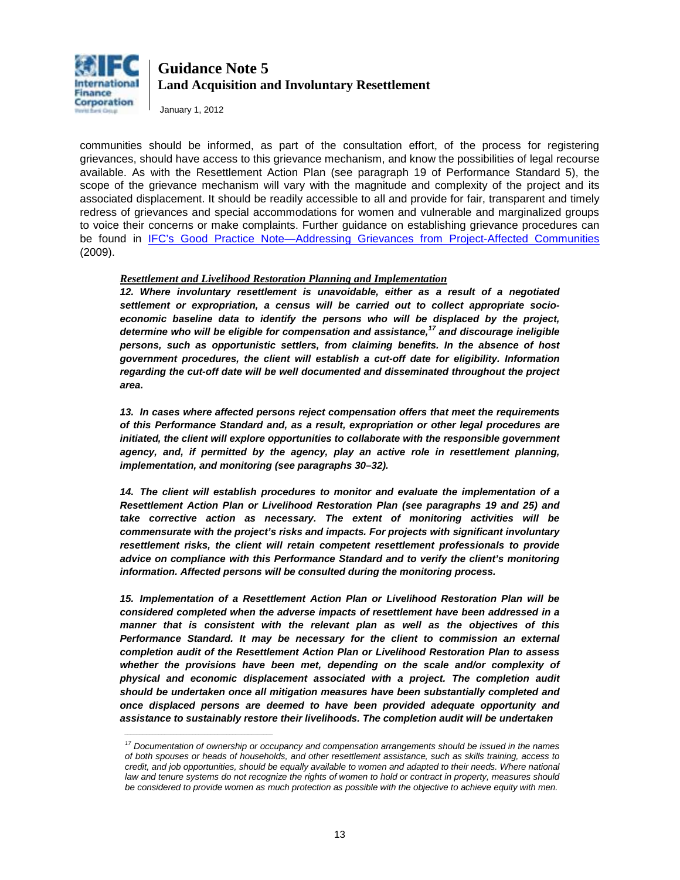communities should be informed, as part of the consultation effort, of the process for registering grievances, should have access to this grievance mechanism, and know the possibilities of legal recourse available. As with the Resettlement Action Plan (see paragraph 19 of Performance Standard 5), the scope of the grievance mechanism will vary with the magnitude and complexity of the project and its associated displacement. It should be readily accessible to all and provide for fair, transparent and timely redress of grievances and special accommodations for women and vulnerable and marginalized groups to voice their concerns or make complaints. Further guidance on establishing grievance procedures can be found in [IFC's Good Practice Note—Addressing Grievances from Project-Affected Communities](#) (2009).

***Resettlement and Livelihood Restoration Planning and Implementation***

***12. Where involuntary resettlement is unavoidable, either as a result of a negotiated settlement or expropriation, a census will be carried out to collect appropriate socio-economic baseline data to identify the persons who will be displaced by the project, determine who will be eligible for compensation and assistance,[17] and discourage ineligible persons, such as opportunistic settlers, from claiming benefits. In the absence of host government procedures, the client will establish a cut-off date for eligibility. Information regarding the cut-off date will be well documented and disseminated throughout the project area.***

***13. In cases where affected persons reject compensation offers that meet the requirements of this Performance Standard and, as a result, expropriation or other legal procedures are initiated, the client will explore opportunities to collaborate with the responsible government agency, and, if permitted by the agency, play an active role in resettlement planning, implementation, and monitoring (see paragraphs 30–32).***

***14. The client will establish procedures to monitor and evaluate the implementation of a Resettlement Action Plan or Livelihood Restoration Plan (see paragraphs 19 and 25) and take corrective action as necessary. The extent of monitoring activities will be commensurate with the project's risks and impacts. For projects with significant involuntary resettlement risks, the client will retain competent resettlement professionals to provide advice on compliance with this Performance Standard and to verify the client's monitoring information. Affected persons will be consulted during the monitoring process.***

***15. Implementation of a Resettlement Action Plan or Livelihood Restoration Plan will be considered completed when the adverse impacts of resettlement have been addressed in a manner that is consistent with the relevant plan as well as the objectives of this Performance Standard. It may be necessary for the client to commission an external completion audit of the Resettlement Action Plan or Livelihood Restoration Plan to assess whether the provisions have been met, depending on the scale and/or complexity of physical and economic displacement associated with a project. The completion audit should be undertaken once all mitigation measures have been substantially completed and once displaced persons are deemed to have been provided adequate opportunity and assistance to sustainably restore their livelihoods. The completion audit will be undertaken***

---

*[17] Documentation of ownership or occupancy and compensation arrangements should be issued in the names of both spouses or heads of households, and other resettlement assistance, such as skills training, access to credit, and job opportunities, should be equally available to women and adapted to their needs. Where national law and tenure systems do not recognize the rights of women to hold or contract in property, measures should be considered to provide women as much protection as possible with the objective to achieve equity with men.*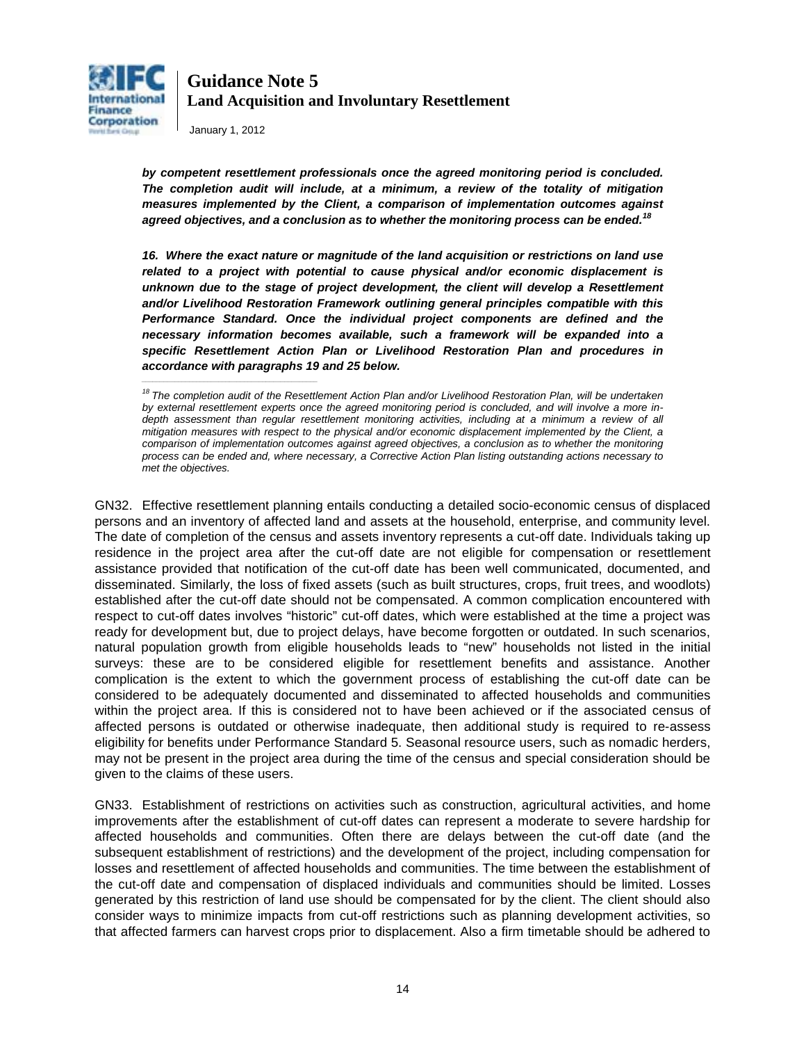***by competent resettlement professionals once the agreed monitoring period is concluded. The completion audit will include, at a minimum, a review of the totality of mitigation measures implemented by the Client, a comparison of implementation outcomes against agreed objectives, and a conclusion as to whether the monitoring process can be ended.[18]***

***16. Where the exact nature or magnitude of the land acquisition or restrictions on land use related to a project with potential to cause physical and/or economic displacement is unknown due to the stage of project development, the client will develop a Resettlement and/or Livelihood Restoration Framework outlining general principles compatible with this Performance Standard. Once the individual project components are defined and the necessary information becomes available, such a framework will be expanded into a specific Resettlement Action Plan or Livelihood Restoration Plan and procedures in accordance with paragraphs 19 and 25 below.***

*[18] The completion audit of the Resettlement Action Plan and/or Livelihood Restoration Plan, will be undertaken by external resettlement experts once the agreed monitoring period is concluded, and will involve a more in-depth assessment than regular resettlement monitoring activities, including at a minimum a review of all mitigation measures with respect to the physical and/or economic displacement implemented by the Client, a comparison of implementation outcomes against agreed objectives, a conclusion as to whether the monitoring process can be ended and, where necessary, a Corrective Action Plan listing outstanding actions necessary to met the objectives.*

GN32. Effective resettlement planning entails conducting a detailed socio-economic census of displaced persons and an inventory of affected land and assets at the household, enterprise, and community level. The date of completion of the census and assets inventory represents a cut-off date. Individuals taking up residence in the project area after the cut-off date are not eligible for compensation or resettlement assistance provided that notification of the cut-off date has been well communicated, documented, and disseminated. Similarly, the loss of fixed assets (such as built structures, crops, fruit trees, and woodlots) established after the cut-off date should not be compensated. A common complication encountered with respect to cut-off dates involves "historic" cut-off dates, which were established at the time a project was ready for development but, due to project delays, have become forgotten or outdated. In such scenarios, natural population growth from eligible households leads to "new" households not listed in the initial surveys: these are to be considered eligible for resettlement benefits and assistance. Another complication is the extent to which the government process of establishing the cut-off date can be considered to be adequately documented and disseminated to affected households and communities within the project area. If this is considered not to have been achieved or if the associated census of affected persons is outdated or otherwise inadequate, then additional study is required to re-assess eligibility for benefits under Performance Standard 5. Seasonal resource users, such as nomadic herders, may not be present in the project area during the time of the census and special consideration should be given to the claims of these users.

GN33. Establishment of restrictions on activities such as construction, agricultural activities, and home improvements after the establishment of cut-off dates can represent a moderate to severe hardship for affected households and communities. Often there are delays between the cut-off date (and the subsequent establishment of restrictions) and the development of the project, including compensation for losses and resettlement of affected households and communities. The time between the establishment of the cut-off date and compensation of displaced individuals and communities should be limited. Losses generated by this restriction of land use should be compensated for by the client. The client should also consider ways to minimize impacts from cut-off restrictions such as planning development activities, so that affected farmers can harvest crops prior to displacement. Also a firm timetable should be adhered to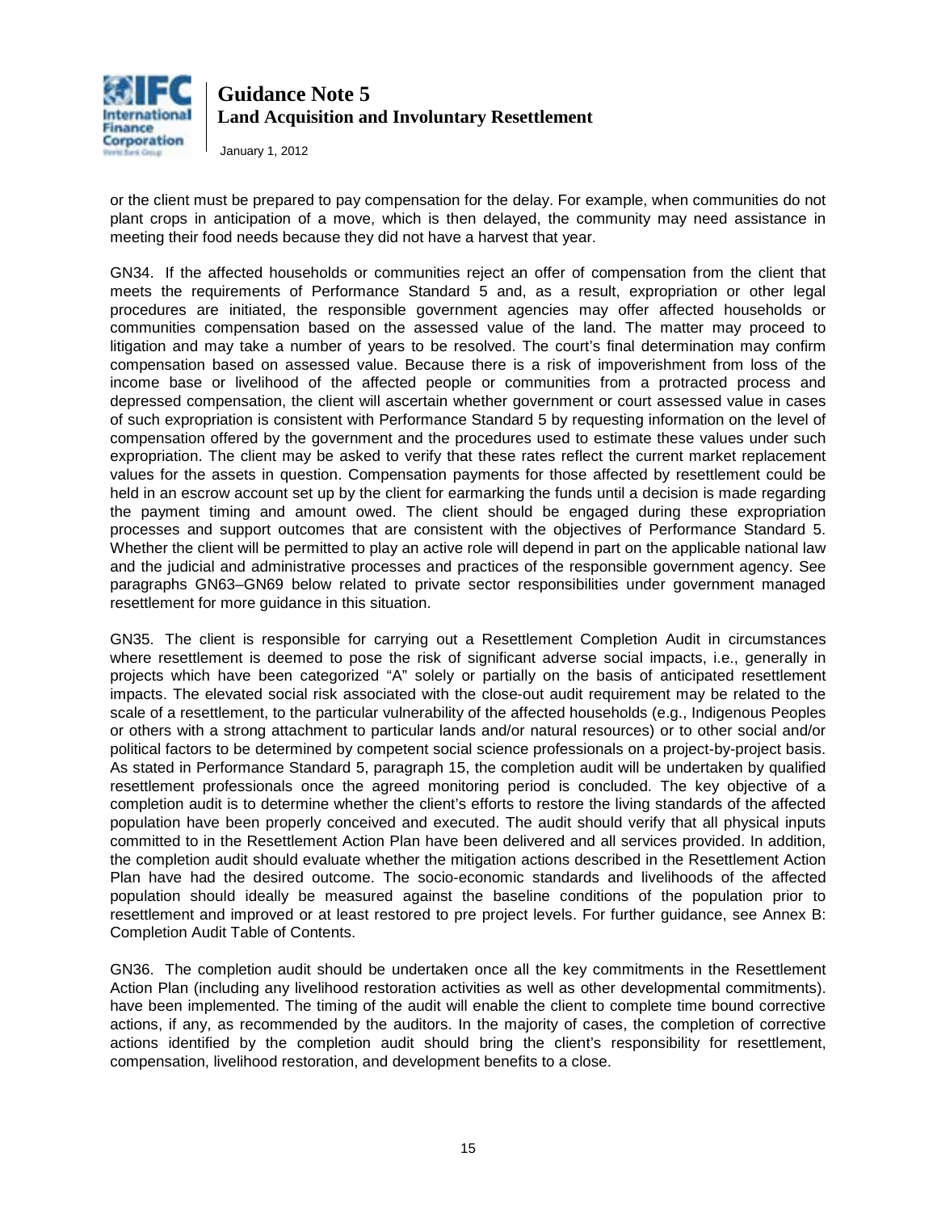or the client must be prepared to pay compensation for the delay. For example, when communities do not plant crops in anticipation of a move, which is then delayed, the community may need assistance in meeting their food needs because they did not have a harvest that year.

GN34. If the affected households or communities reject an offer of compensation from the client that meets the requirements of Performance Standard 5 and, as a result, expropriation or other legal procedures are initiated, the responsible government agencies may offer affected households or communities compensation based on the assessed value of the land. The matter may proceed to litigation and may take a number of years to be resolved. The court's final determination may confirm compensation based on assessed value. Because there is a risk of impoverishment from loss of the income base or livelihood of the affected people or communities from a protracted process and depressed compensation, the client will ascertain whether government or court assessed value in cases of such expropriation is consistent with Performance Standard 5 by requesting information on the level of compensation offered by the government and the procedures used to estimate these values under such expropriation. The client may be asked to verify that these rates reflect the current market replacement values for the assets in question. Compensation payments for those affected by resettlement could be held in an escrow account set up by the client for earmarking the funds until a decision is made regarding the payment timing and amount owed. The client should be engaged during these expropriation processes and support outcomes that are consistent with the objectives of Performance Standard 5. Whether the client will be permitted to play an active role will depend in part on the applicable national law and the judicial and administrative processes and practices of the responsible government agency. See paragraphs GN63–GN69 below related to private sector responsibilities under government managed resettlement for more guidance in this situation.

GN35. The client is responsible for carrying out a Resettlement Completion Audit in circumstances where resettlement is deemed to pose the risk of significant adverse social impacts, i.e., generally in projects which have been categorized "A" solely or partially on the basis of anticipated resettlement impacts. The elevated social risk associated with the close-out audit requirement may be related to the scale of a resettlement, to the particular vulnerability of the affected households (e.g., Indigenous Peoples or others with a strong attachment to particular lands and/or natural resources) or to other social and/or political factors to be determined by competent social science professionals on a project-by-project basis. As stated in Performance Standard 5, paragraph 15, the completion audit will be undertaken by qualified resettlement professionals once the agreed monitoring period is concluded. The key objective of a completion audit is to determine whether the client's efforts to restore the living standards of the affected population have been properly conceived and executed. The audit should verify that all physical inputs committed to in the Resettlement Action Plan have been delivered and all services provided. In addition, the completion audit should evaluate whether the mitigation actions described in the Resettlement Action Plan have had the desired outcome. The socio-economic standards and livelihoods of the affected population should ideally be measured against the baseline conditions of the population prior to resettlement and improved or at least restored to pre project levels. For further guidance, see Annex B: Completion Audit Table of Contents.

GN36. The completion audit should be undertaken once all the key commitments in the Resettlement Action Plan (including any livelihood restoration activities as well as other developmental commitments). have been implemented. The timing of the audit will enable the client to complete time bound corrective actions, if any, as recommended by the auditors. In the majority of cases, the completion of corrective actions identified by the completion audit should bring the client's responsibility for resettlement, compensation, livelihood restoration, and development benefits to a close.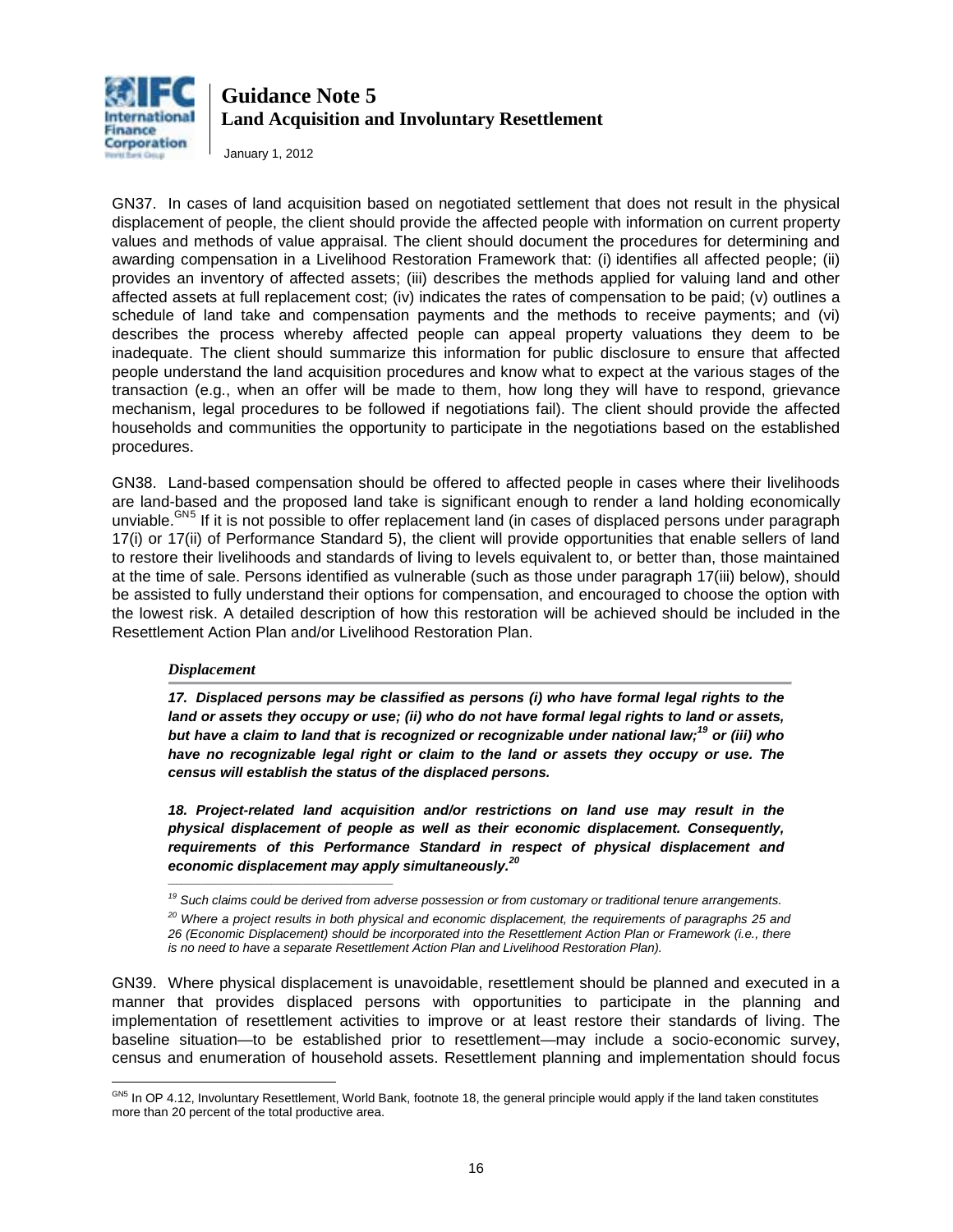GN37. In cases of land acquisition based on negotiated settlement that does not result in the physical displacement of people, the client should provide the affected people with information on current property values and methods of value appraisal. The client should document the procedures for determining and awarding compensation in a Livelihood Restoration Framework that: (i) identifies all affected people; (ii) provides an inventory of affected assets; (iii) describes the methods applied for valuing land and other affected assets at full replacement cost; (iv) indicates the rates of compensation to be paid; (v) outlines a schedule of land take and compensation payments and the methods to receive payments; and (vi) describes the process whereby affected people can appeal property valuations they deem to be inadequate. The client should summarize this information for public disclosure to ensure that affected people understand the land acquisition procedures and know what to expect at the various stages of the transaction (e.g., when an offer will be made to them, how long they will have to respond, grievance mechanism, legal procedures to be followed if negotiations fail). The client should provide the affected households and communities the opportunity to participate in the negotiations based on the established procedures.

GN38. Land-based compensation should be offered to affected people in cases where their livelihoods are land-based and the proposed land take is significant enough to render a land holding economically unviable.[GN5] If it is not possible to offer replacement land (in cases of displaced persons under paragraph 17(i) or 17(ii) of Performance Standard 5), the client will provide opportunities that enable sellers of land to restore their livelihoods and standards of living to levels equivalent to, or better than, those maintained at the time of sale. Persons identified as vulnerable (such as those under paragraph 17(iii) below), should be assisted to fully understand their options for compensation, and encouraged to choose the option with the lowest risk. A detailed description of how this restoration will be achieved should be included in the Resettlement Action Plan and/or Livelihood Restoration Plan.

### *Displacement*

***17. Displaced persons may be classified as persons (i) who have formal legal rights to the land or assets they occupy or use; (ii) who do not have formal legal rights to land or assets, but have a claim to land that is recognized or recognizable under national law;[19] or (iii) who have no recognizable legal right or claim to the land or assets they occupy or use. The census will establish the status of the displaced persons.***

***18. Project-related land acquisition and/or restrictions on land use may result in the physical displacement of people as well as their economic displacement. Consequently, requirements of this Performance Standard in respect of physical displacement and economic displacement may apply simultaneously.[20]***

*[19] Such claims could be derived from adverse possession or from customary or traditional tenure arrangements.*

*[20] Where a project results in both physical and economic displacement, the requirements of paragraphs 25 and 26 (Economic Displacement) should be incorporated into the Resettlement Action Plan or Framework (i.e., there is no need to have a separate Resettlement Action Plan and Livelihood Restoration Plan).*

GN39. Where physical displacement is unavoidable, resettlement should be planned and executed in a manner that provides displaced persons with opportunities to participate in the planning and implementation of resettlement activities to improve or at least restore their standards of living. The baseline situation—to be established prior to resettlement—may include a socio-economic survey, census and enumeration of household assets. Resettlement planning and implementation should focus

[GN5] In OP 4.12, Involuntary Resettlement, World Bank, footnote 18, the general principle would apply if the land taken constitutes more than 20 percent of the total productive area.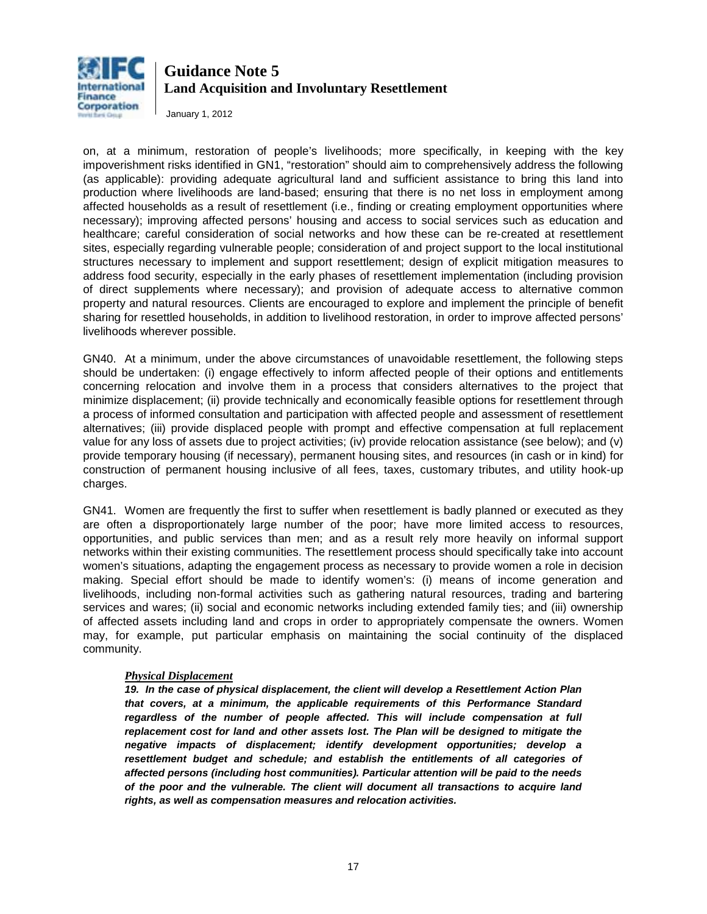on, at a minimum, restoration of people's livelihoods; more specifically, in keeping with the key impoverishment risks identified in GN1, "restoration" should aim to comprehensively address the following (as applicable): providing adequate agricultural land and sufficient assistance to bring this land into production where livelihoods are land-based; ensuring that there is no net loss in employment among affected households as a result of resettlement (i.e., finding or creating employment opportunities where necessary); improving affected persons' housing and access to social services such as education and healthcare; careful consideration of social networks and how these can be re-created at resettlement sites, especially regarding vulnerable people; consideration of and project support to the local institutional structures necessary to implement and support resettlement; design of explicit mitigation measures to address food security, especially in the early phases of resettlement implementation (including provision of direct supplements where necessary); and provision of adequate access to alternative common property and natural resources. Clients are encouraged to explore and implement the principle of benefit sharing for resettled households, in addition to livelihood restoration, in order to improve affected persons' livelihoods wherever possible.

GN40. At a minimum, under the above circumstances of unavoidable resettlement, the following steps should be undertaken: (i) engage effectively to inform affected people of their options and entitlements concerning relocation and involve them in a process that considers alternatives to the project that minimize displacement; (ii) provide technically and economically feasible options for resettlement through a process of informed consultation and participation with affected people and assessment of resettlement alternatives; (iii) provide displaced people with prompt and effective compensation at full replacement value for any loss of assets due to project activities; (iv) provide relocation assistance (see below); and (v) provide temporary housing (if necessary), permanent housing sites, and resources (in cash or in kind) for construction of permanent housing inclusive of all fees, taxes, customary tributes, and utility hook-up charges.

GN41. Women are frequently the first to suffer when resettlement is badly planned or executed as they are often a disproportionately large number of the poor; have more limited access to resources, opportunities, and public services than men; and as a result rely more heavily on informal support networks within their existing communities. The resettlement process should specifically take into account women's situations, adapting the engagement process as necessary to provide women a role in decision making. Special effort should be made to identify women's: (i) means of income generation and livelihoods, including non-formal activities such as gathering natural resources, trading and bartering services and wares; (ii) social and economic networks including extended family ties; and (iii) ownership of affected assets including land and crops in order to appropriately compensate the owners. Women may, for example, put particular emphasis on maintaining the social continuity of the displaced community.

> ***Physical Displacement***
>
> ***19. In the case of physical displacement, the client will develop a Resettlement Action Plan that covers, at a minimum, the applicable requirements of this Performance Standard regardless of the number of people affected. This will include compensation at full replacement cost for land and other assets lost. The Plan will be designed to mitigate the negative impacts of displacement; identify development opportunities; develop a resettlement budget and schedule; and establish the entitlements of all categories of affected persons (including host communities). Particular attention will be paid to the needs of the poor and the vulnerable. The client will document all transactions to acquire land rights, as well as compensation measures and relocation activities.***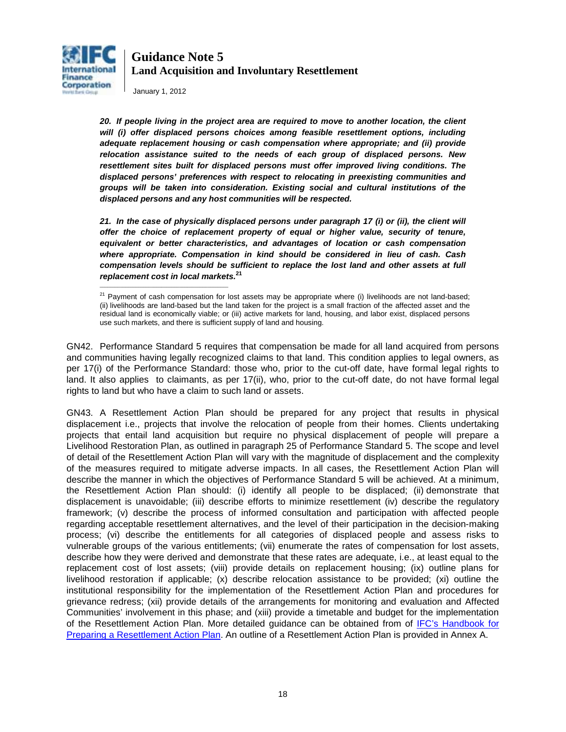***20. If people living in the project area are required to move to another location, the client will (i) offer displaced persons choices among feasible resettlement options, including adequate replacement housing or cash compensation where appropriate; and (ii) provide relocation assistance suited to the needs of each group of displaced persons. New resettlement sites built for displaced persons must offer improved living conditions. The displaced persons' preferences with respect to relocating in preexisting communities and groups will be taken into consideration. Existing social and cultural institutions of the displaced persons and any host communities will be respected.***

***21. In the case of physically displaced persons under paragraph 17 (i) or (ii), the client will offer the choice of replacement property of equal or higher value, security of tenure, equivalent or better characteristics, and advantages of location or cash compensation where appropriate. Compensation in kind should be considered in lieu of cash. Cash compensation levels should be sufficient to replace the lost land and other assets at full replacement cost in local markets.***[21]

[21] Payment of cash compensation for lost assets may be appropriate where (i) livelihoods are not land-based; (ii) livelihoods are land-based but the land taken for the project is a small fraction of the affected asset and the residual land is economically viable; or (iii) active markets for land, housing, and labor exist, displaced persons use such markets, and there is sufficient supply of land and housing.

GN42. Performance Standard 5 requires that compensation be made for all land acquired from persons and communities having legally recognized claims to that land. This condition applies to legal owners, as per 17(i) of the Performance Standard: those who, prior to the cut-off date, have formal legal rights to land. It also applies to claimants, as per 17(ii), who, prior to the cut-off date, do not have formal legal rights to land but who have a claim to such land or assets.

GN43. A Resettlement Action Plan should be prepared for any project that results in physical displacement i.e., projects that involve the relocation of people from their homes. Clients undertaking projects that entail land acquisition but require no physical displacement of people will prepare a Livelihood Restoration Plan, as outlined in paragraph 25 of Performance Standard 5. The scope and level of detail of the Resettlement Action Plan will vary with the magnitude of displacement and the complexity of the measures required to mitigate adverse impacts. In all cases, the Resettlement Action Plan will describe the manner in which the objectives of Performance Standard 5 will be achieved. At a minimum, the Resettlement Action Plan should: (i) identify all people to be displaced; (ii) demonstrate that displacement is unavoidable; (iii) describe efforts to minimize resettlement (iv) describe the regulatory framework; (v) describe the process of informed consultation and participation with affected people regarding acceptable resettlement alternatives, and the level of their participation in the decision-making process; (vi) describe the entitlements for all categories of displaced people and assess risks to vulnerable groups of the various entitlements; (vii) enumerate the rates of compensation for lost assets, describe how they were derived and demonstrate that these rates are adequate, i.e., at least equal to the replacement cost of lost assets; (viii) provide details on replacement housing; (ix) outline plans for livelihood restoration if applicable; (x) describe relocation assistance to be provided; (xi) outline the institutional responsibility for the implementation of the Resettlement Action Plan and procedures for grievance redress; (xii) provide details of the arrangements for monitoring and evaluation and Affected Communities' involvement in this phase; and (xiii) provide a timetable and budget for the implementation of the Resettlement Action Plan. More detailed guidance can be obtained from of IFC's Handbook for Preparing a Resettlement Action Plan. An outline of a Resettlement Action Plan is provided in Annex A.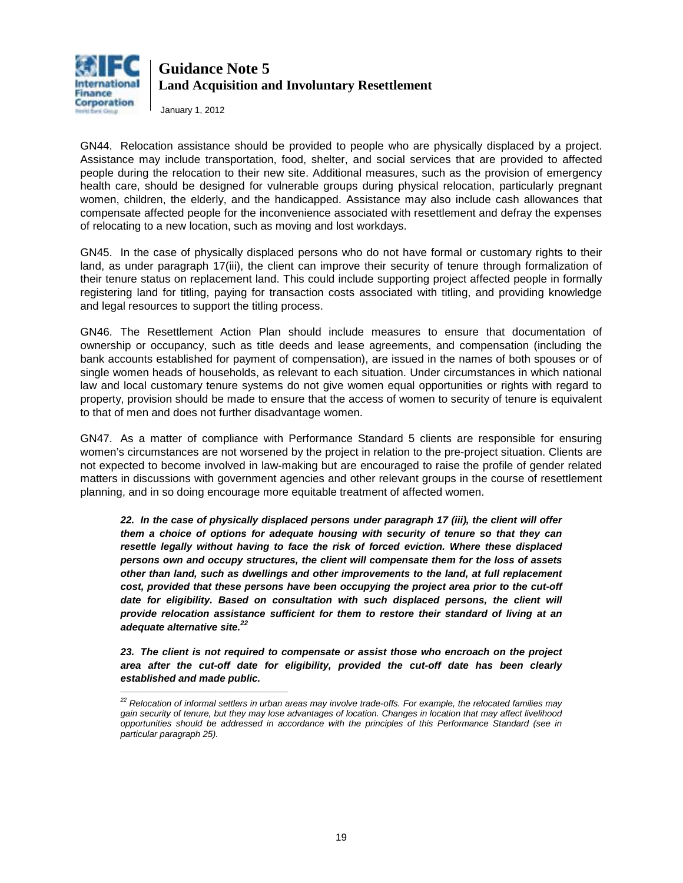GN44. Relocation assistance should be provided to people who are physically displaced by a project. Assistance may include transportation, food, shelter, and social services that are provided to affected people during the relocation to their new site. Additional measures, such as the provision of emergency health care, should be designed for vulnerable groups during physical relocation, particularly pregnant women, children, the elderly, and the handicapped. Assistance may also include cash allowances that compensate affected people for the inconvenience associated with resettlement and defray the expenses of relocating to a new location, such as moving and lost workdays.

GN45. In the case of physically displaced persons who do not have formal or customary rights to their land, as under paragraph 17(iii), the client can improve their security of tenure through formalization of their tenure status on replacement land. This could include supporting project affected people in formally registering land for titling, paying for transaction costs associated with titling, and providing knowledge and legal resources to support the titling process.

GN46. The Resettlement Action Plan should include measures to ensure that documentation of ownership or occupancy, such as title deeds and lease agreements, and compensation (including the bank accounts established for payment of compensation), are issued in the names of both spouses or of single women heads of households, as relevant to each situation. Under circumstances in which national law and local customary tenure systems do not give women equal opportunities or rights with regard to property, provision should be made to ensure that the access of women to security of tenure is equivalent to that of men and does not further disadvantage women.

GN47. As a matter of compliance with Performance Standard 5 clients are responsible for ensuring women's circumstances are not worsened by the project in relation to the pre-project situation. Clients are not expected to become involved in law-making but are encouraged to raise the profile of gender related matters in discussions with government agencies and other relevant groups in the course of resettlement planning, and in so doing encourage more equitable treatment of affected women.

***22. In the case of physically displaced persons under paragraph 17 (iii), the client will offer them a choice of options for adequate housing with security of tenure so that they can resettle legally without having to face the risk of forced eviction. Where these displaced persons own and occupy structures, the client will compensate them for the loss of assets other than land, such as dwellings and other improvements to the land, at full replacement cost, provided that these persons have been occupying the project area prior to the cut-off date for eligibility. Based on consultation with such displaced persons, the client will provide relocation assistance sufficient for them to restore their standard of living at an adequate alternative site.***[22]

***23. The client is not required to compensate or assist those who encroach on the project area after the cut-off date for eligibility, provided the cut-off date has been clearly established and made public.***

---

*[22] Relocation of informal settlers in urban areas may involve trade-offs. For example, the relocated families may gain security of tenure, but they may lose advantages of location. Changes in location that may affect livelihood opportunities should be addressed in accordance with the principles of this Performance Standard (see in particular paragraph 25).*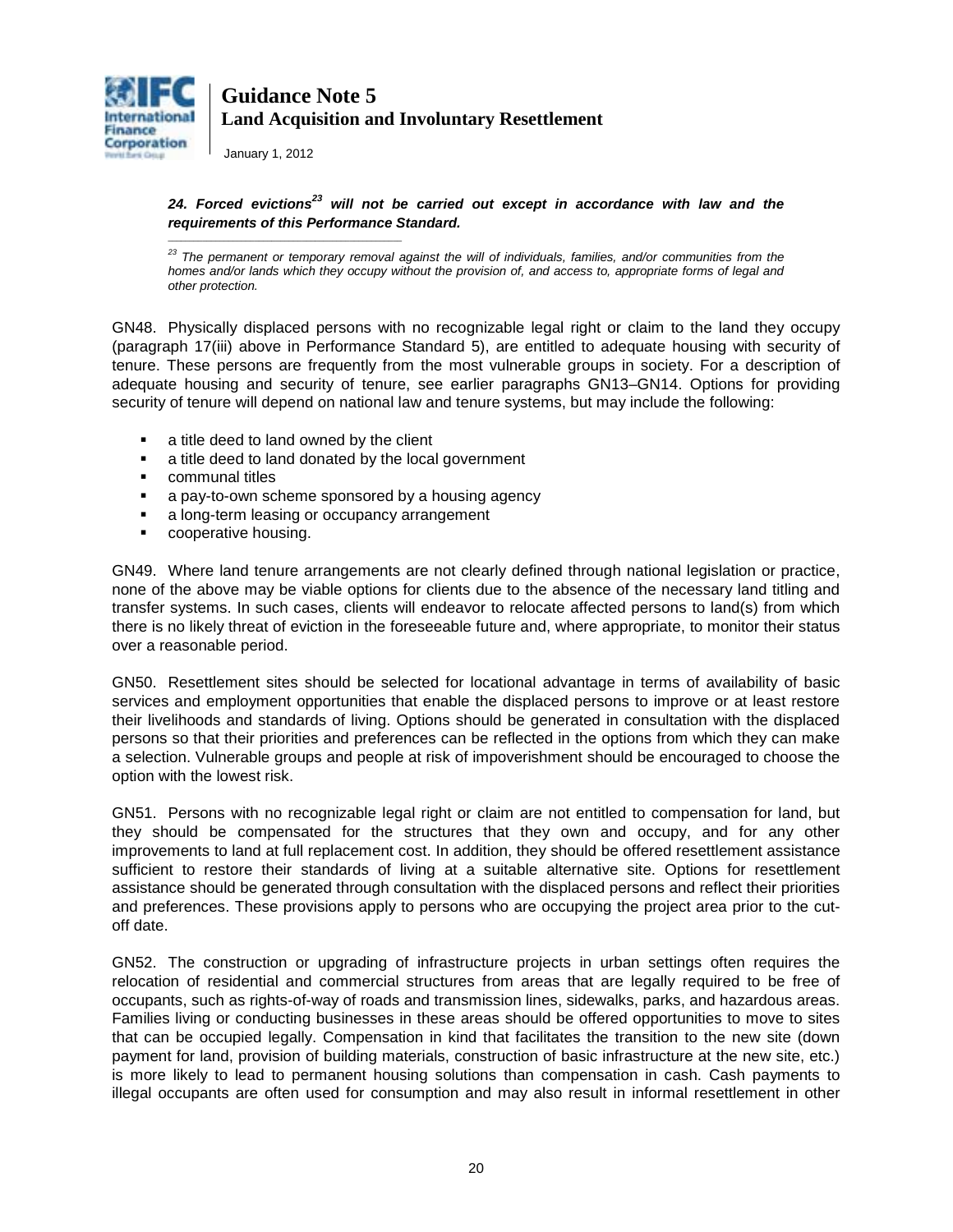***24. Forced evictions[23] will not be carried out except in accordance with law and the requirements of this Performance Standard.***

*[23] The permanent or temporary removal against the will of individuals, families, and/or communities from the homes and/or lands which they occupy without the provision of, and access to, appropriate forms of legal and other protection.*

GN48. Physically displaced persons with no recognizable legal right or claim to the land they occupy (paragraph 17(iii) above in Performance Standard 5), are entitled to adequate housing with security of tenure. These persons are frequently from the most vulnerable groups in society. For a description of adequate housing and security of tenure, see earlier paragraphs GN13–GN14. Options for providing security of tenure will depend on national law and tenure systems, but may include the following:

- a title deed to land owned by the client
- a title deed to land donated by the local government
- communal titles
- a pay-to-own scheme sponsored by a housing agency
- a long-term leasing or occupancy arrangement
- cooperative housing.

GN49. Where land tenure arrangements are not clearly defined through national legislation or practice, none of the above may be viable options for clients due to the absence of the necessary land titling and transfer systems. In such cases, clients will endeavor to relocate affected persons to land(s) from which there is no likely threat of eviction in the foreseeable future and, where appropriate, to monitor their status over a reasonable period.

GN50. Resettlement sites should be selected for locational advantage in terms of availability of basic services and employment opportunities that enable the displaced persons to improve or at least restore their livelihoods and standards of living. Options should be generated in consultation with the displaced persons so that their priorities and preferences can be reflected in the options from which they can make a selection. Vulnerable groups and people at risk of impoverishment should be encouraged to choose the option with the lowest risk.

GN51. Persons with no recognizable legal right or claim are not entitled to compensation for land, but they should be compensated for the structures that they own and occupy, and for any other improvements to land at full replacement cost. In addition, they should be offered resettlement assistance sufficient to restore their standards of living at a suitable alternative site. Options for resettlement assistance should be generated through consultation with the displaced persons and reflect their priorities and preferences. These provisions apply to persons who are occupying the project area prior to the cut-off date.

GN52. The construction or upgrading of infrastructure projects in urban settings often requires the relocation of residential and commercial structures from areas that are legally required to be free of occupants, such as rights-of-way of roads and transmission lines, sidewalks, parks, and hazardous areas. Families living or conducting businesses in these areas should be offered opportunities to move to sites that can be occupied legally. Compensation in kind that facilitates the transition to the new site (down payment for land, provision of building materials, construction of basic infrastructure at the new site, etc.) is more likely to lead to permanent housing solutions than compensation in cash. Cash payments to illegal occupants are often used for consumption and may also result in informal resettlement in other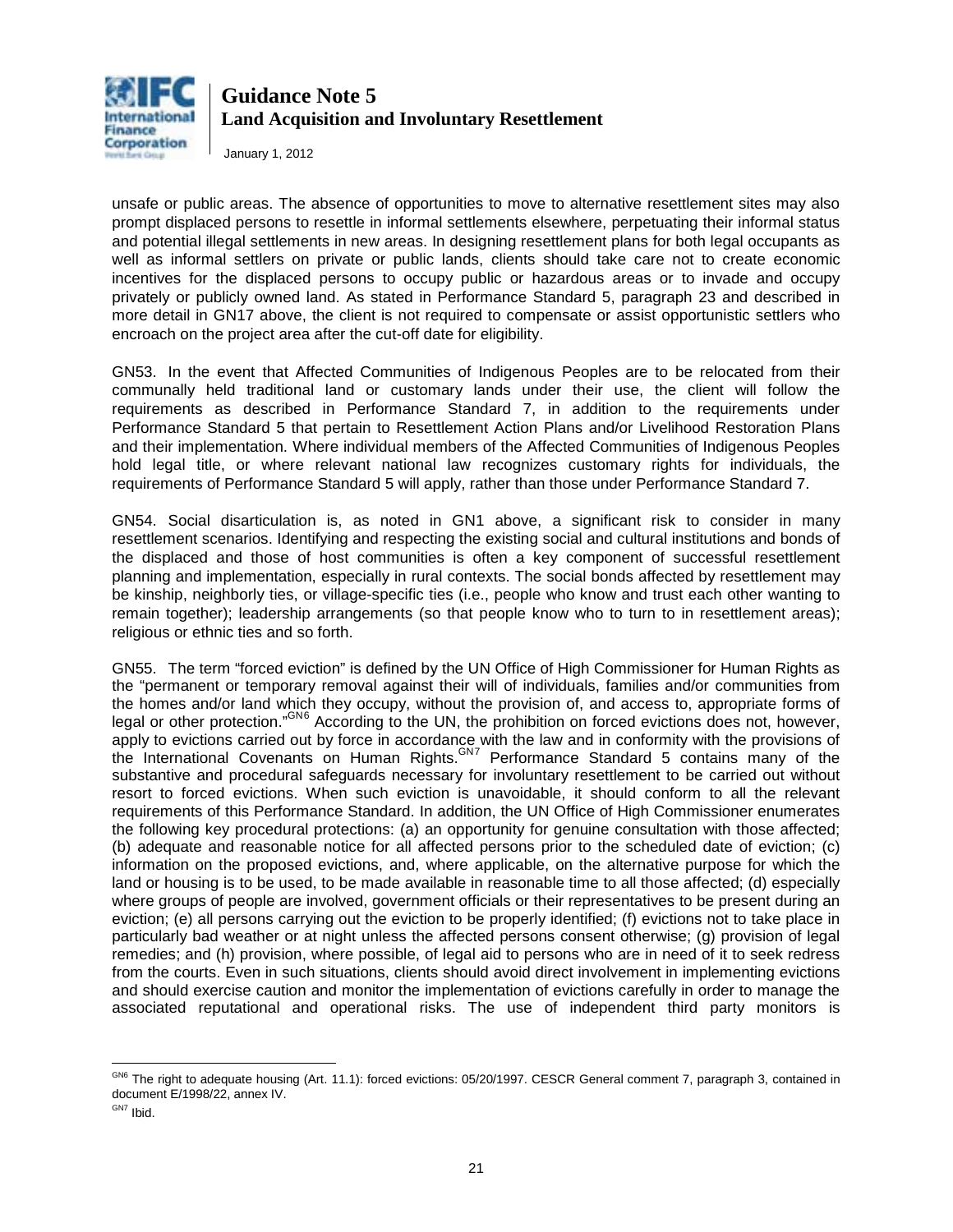unsafe or public areas. The absence of opportunities to move to alternative resettlement sites may also prompt displaced persons to resettle in informal settlements elsewhere, perpetuating their informal status and potential illegal settlements in new areas. In designing resettlement plans for both legal occupants as well as informal settlers on private or public lands, clients should take care not to create economic incentives for the displaced persons to occupy public or hazardous areas or to invade and occupy privately or publicly owned land. As stated in Performance Standard 5, paragraph 23 and described in more detail in GN17 above, the client is not required to compensate or assist opportunistic settlers who encroach on the project area after the cut-off date for eligibility.

GN53. In the event that Affected Communities of Indigenous Peoples are to be relocated from their communally held traditional land or customary lands under their use, the client will follow the requirements as described in Performance Standard 7, in addition to the requirements under Performance Standard 5 that pertain to Resettlement Action Plans and/or Livelihood Restoration Plans and their implementation. Where individual members of the Affected Communities of Indigenous Peoples hold legal title, or where relevant national law recognizes customary rights for individuals, the requirements of Performance Standard 5 will apply, rather than those under Performance Standard 7.

GN54. Social disarticulation is, as noted in GN1 above, a significant risk to consider in many resettlement scenarios. Identifying and respecting the existing social and cultural institutions and bonds of the displaced and those of host communities is often a key component of successful resettlement planning and implementation, especially in rural contexts. The social bonds affected by resettlement may be kinship, neighborly ties, or village-specific ties (i.e., people who know and trust each other wanting to remain together); leadership arrangements (so that people know who to turn to in resettlement areas); religious or ethnic ties and so forth.

GN55. The term "forced eviction" is defined by the UN Office of High Commissioner for Human Rights as the "permanent or temporary removal against their will of individuals, families and/or communities from the homes and/or land which they occupy, without the provision of, and access to, appropriate forms of legal or other protection."[GN6] According to the UN, the prohibition on forced evictions does not, however, apply to evictions carried out by force in accordance with the law and in conformity with the provisions of the International Covenants on Human Rights.[GN7] Performance Standard 5 contains many of the substantive and procedural safeguards necessary for involuntary resettlement to be carried out without resort to forced evictions. When such eviction is unavoidable, it should conform to all the relevant requirements of this Performance Standard. In addition, the UN Office of High Commissioner enumerates the following key procedural protections: (a) an opportunity for genuine consultation with those affected; (b) adequate and reasonable notice for all affected persons prior to the scheduled date of eviction; (c) information on the proposed evictions, and, where applicable, on the alternative purpose for which the land or housing is to be used, to be made available in reasonable time to all those affected; (d) especially where groups of people are involved, government officials or their representatives to be present during an eviction; (e) all persons carrying out the eviction to be properly identified; (f) evictions not to take place in particularly bad weather or at night unless the affected persons consent otherwise; (g) provision of legal remedies; and (h) provision, where possible, of legal aid to persons who are in need of it to seek redress from the courts. Even in such situations, clients should avoid direct involvement in implementing evictions and should exercise caution and monitor the implementation of evictions carefully in order to manage the associated reputational and operational risks. The use of independent third party monitors is

[GN6] The right to adequate housing (Art. 11.1): forced evictions: 05/20/1997. CESCR General comment 7, paragraph 3, contained in document E/1998/22, annex IV.

[GN7] Ibid.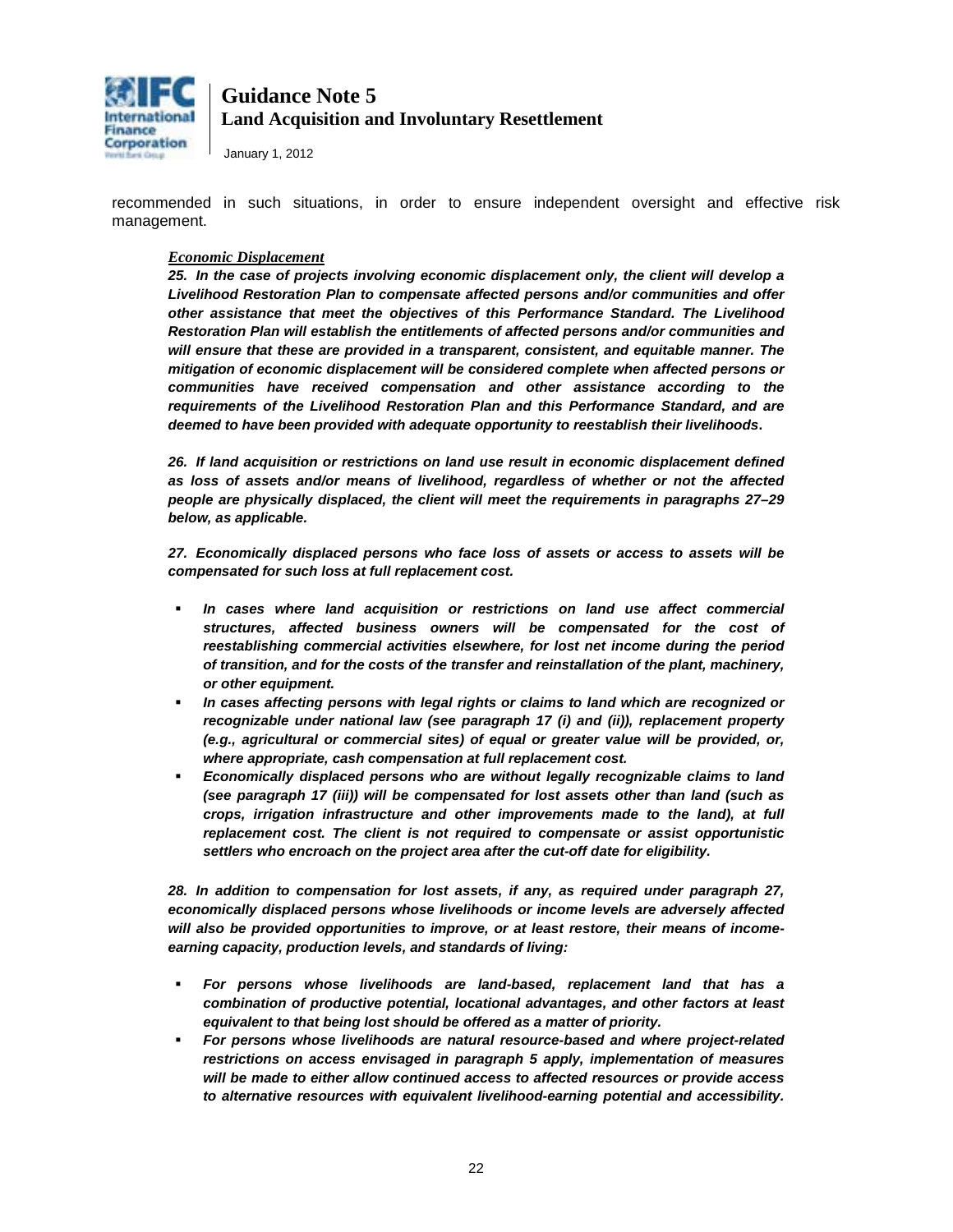recommended in such situations, in order to ensure independent oversight and effective risk management.

***Economic Displacement***

***25. In the case of projects involving economic displacement only, the client will develop a Livelihood Restoration Plan to compensate affected persons and/or communities and offer other assistance that meet the objectives of this Performance Standard. The Livelihood Restoration Plan will establish the entitlements of affected persons and/or communities and will ensure that these are provided in a transparent, consistent, and equitable manner. The mitigation of economic displacement will be considered complete when affected persons or communities have received compensation and other assistance according to the requirements of the Livelihood Restoration Plan and this Performance Standard, and are deemed to have been provided with adequate opportunity to reestablish their livelihoods.***

***26. If land acquisition or restrictions on land use result in economic displacement defined as loss of assets and/or means of livelihood, regardless of whether or not the affected people are physically displaced, the client will meet the requirements in paragraphs 27–29 below, as applicable.***

***27. Economically displaced persons who face loss of assets or access to assets will be compensated for such loss at full replacement cost.***

- ***In cases where land acquisition or restrictions on land use affect commercial structures, affected business owners will be compensated for the cost of reestablishing commercial activities elsewhere, for lost net income during the period of transition, and for the costs of the transfer and reinstallation of the plant, machinery, or other equipment.***
- ***In cases affecting persons with legal rights or claims to land which are recognized or recognizable under national law (see paragraph 17 (i) and (ii)), replacement property (e.g., agricultural or commercial sites) of equal or greater value will be provided, or, where appropriate, cash compensation at full replacement cost.***
- ***Economically displaced persons who are without legally recognizable claims to land (see paragraph 17 (iii)) will be compensated for lost assets other than land (such as crops, irrigation infrastructure and other improvements made to the land), at full replacement cost. The client is not required to compensate or assist opportunistic settlers who encroach on the project area after the cut-off date for eligibility.***

***28. In addition to compensation for lost assets, if any, as required under paragraph 27, economically displaced persons whose livelihoods or income levels are adversely affected will also be provided opportunities to improve, or at least restore, their means of income-earning capacity, production levels, and standards of living:***

- ***For persons whose livelihoods are land-based, replacement land that has a combination of productive potential, locational advantages, and other factors at least equivalent to that being lost should be offered as a matter of priority.***
- ***For persons whose livelihoods are natural resource-based and where project-related restrictions on access envisaged in paragraph 5 apply, implementation of measures will be made to either allow continued access to affected resources or provide access to alternative resources with equivalent livelihood-earning potential and accessibility.***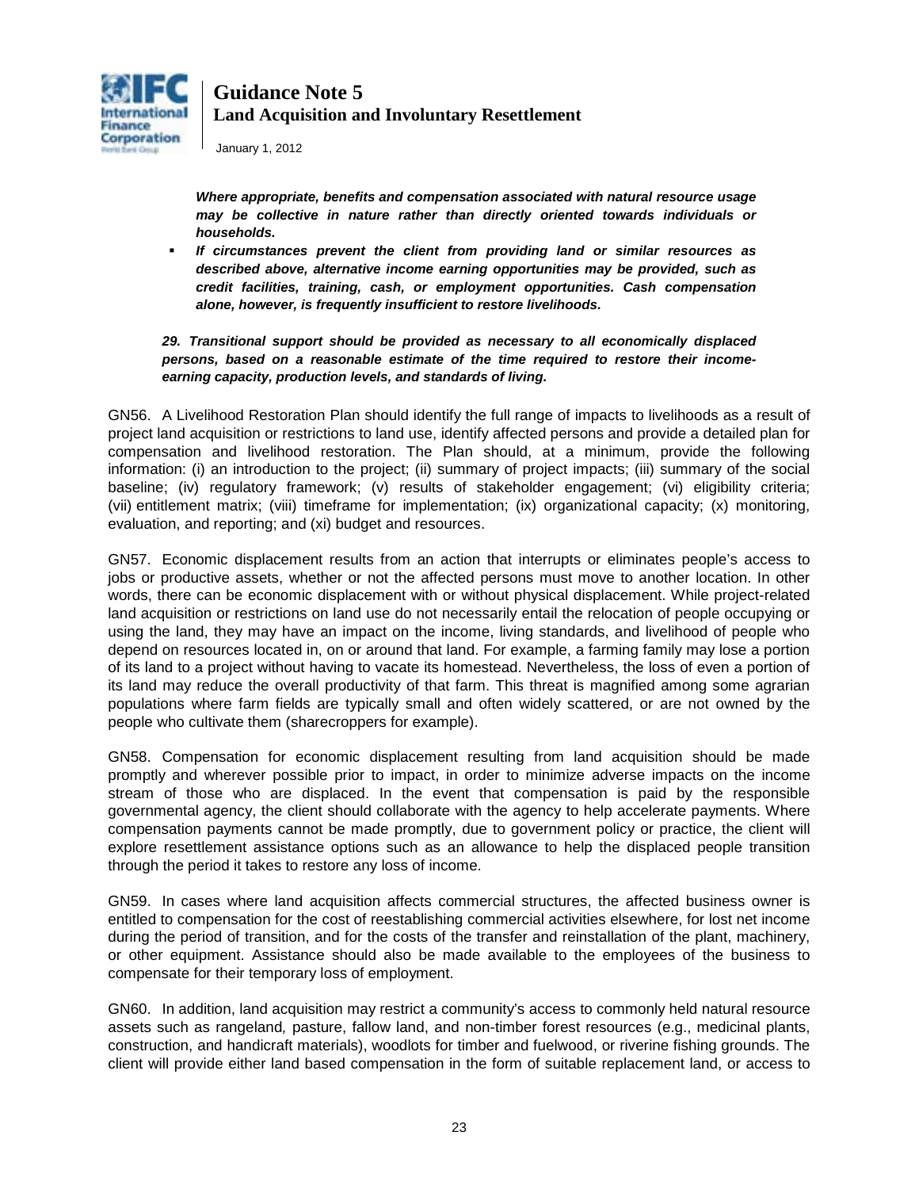***Where appropriate, benefits and compensation associated with natural resource usage may be collective in nature rather than directly oriented towards individuals or households.***

- ***If circumstances prevent the client from providing land or similar resources as described above, alternative income earning opportunities may be provided, such as credit facilities, training, cash, or employment opportunities. Cash compensation alone, however, is frequently insufficient to restore livelihoods.***

***29. Transitional support should be provided as necessary to all economically displaced persons, based on a reasonable estimate of the time required to restore their income-earning capacity, production levels, and standards of living.***

GN56. A Livelihood Restoration Plan should identify the full range of impacts to livelihoods as a result of project land acquisition or restrictions to land use, identify affected persons and provide a detailed plan for compensation and livelihood restoration. The Plan should, at a minimum, provide the following information: (i) an introduction to the project; (ii) summary of project impacts; (iii) summary of the social baseline; (iv) regulatory framework; (v) results of stakeholder engagement; (vi) eligibility criteria; (vii) entitlement matrix; (viii) timeframe for implementation; (ix) organizational capacity; (x) monitoring, evaluation, and reporting; and (xi) budget and resources.

GN57. Economic displacement results from an action that interrupts or eliminates people's access to jobs or productive assets, whether or not the affected persons must move to another location. In other words, there can be economic displacement with or without physical displacement. While project-related land acquisition or restrictions on land use do not necessarily entail the relocation of people occupying or using the land, they may have an impact on the income, living standards, and livelihood of people who depend on resources located in, on or around that land. For example, a farming family may lose a portion of its land to a project without having to vacate its homestead. Nevertheless, the loss of even a portion of its land may reduce the overall productivity of that farm. This threat is magnified among some agrarian populations where farm fields are typically small and often widely scattered, or are not owned by the people who cultivate them (sharecroppers for example).

GN58. Compensation for economic displacement resulting from land acquisition should be made promptly and wherever possible prior to impact, in order to minimize adverse impacts on the income stream of those who are displaced. In the event that compensation is paid by the responsible governmental agency, the client should collaborate with the agency to help accelerate payments. Where compensation payments cannot be made promptly, due to government policy or practice, the client will explore resettlement assistance options such as an allowance to help the displaced people transition through the period it takes to restore any loss of income.

GN59. In cases where land acquisition affects commercial structures, the affected business owner is entitled to compensation for the cost of reestablishing commercial activities elsewhere, for lost net income during the period of transition, and for the costs of the transfer and reinstallation of the plant, machinery, or other equipment. Assistance should also be made available to the employees of the business to compensate for their temporary loss of employment.

GN60. In addition, land acquisition may restrict a community's access to commonly held natural resource assets such as rangeland, pasture, fallow land, and non-timber forest resources (e.g., medicinal plants, construction, and handicraft materials), woodlots for timber and fuelwood, or riverine fishing grounds. The client will provide either land based compensation in the form of suitable replacement land, or access to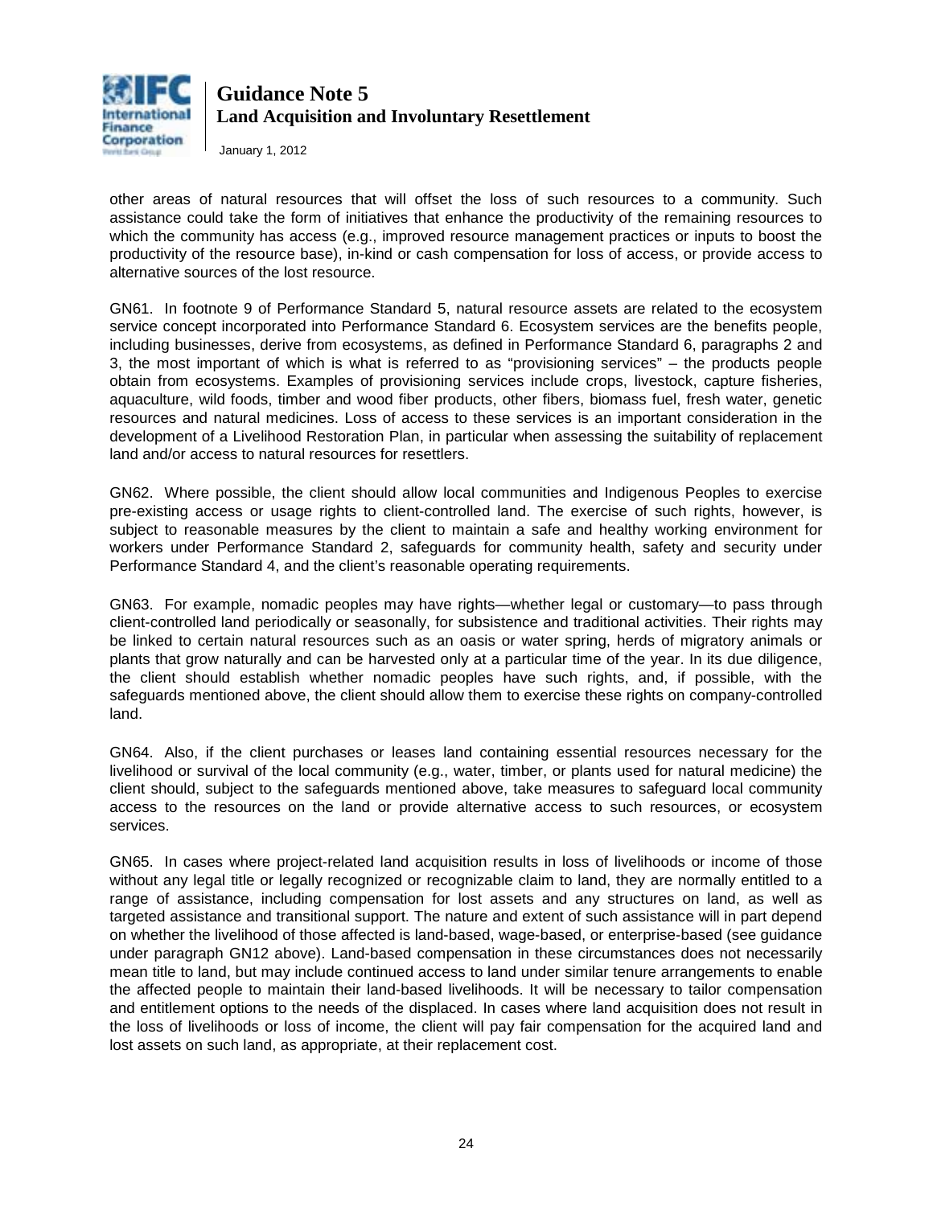other areas of natural resources that will offset the loss of such resources to a community. Such assistance could take the form of initiatives that enhance the productivity of the remaining resources to which the community has access (e.g., improved resource management practices or inputs to boost the productivity of the resource base), in-kind or cash compensation for loss of access, or provide access to alternative sources of the lost resource.

GN61. In footnote 9 of Performance Standard 5, natural resource assets are related to the ecosystem service concept incorporated into Performance Standard 6. Ecosystem services are the benefits people, including businesses, derive from ecosystems, as defined in Performance Standard 6, paragraphs 2 and 3, the most important of which is what is referred to as "provisioning services" – the products people obtain from ecosystems. Examples of provisioning services include crops, livestock, capture fisheries, aquaculture, wild foods, timber and wood fiber products, other fibers, biomass fuel, fresh water, genetic resources and natural medicines. Loss of access to these services is an important consideration in the development of a Livelihood Restoration Plan, in particular when assessing the suitability of replacement land and/or access to natural resources for resettlers.

GN62. Where possible, the client should allow local communities and Indigenous Peoples to exercise pre-existing access or usage rights to client-controlled land. The exercise of such rights, however, is subject to reasonable measures by the client to maintain a safe and healthy working environment for workers under Performance Standard 2, safeguards for community health, safety and security under Performance Standard 4, and the client's reasonable operating requirements.

GN63. For example, nomadic peoples may have rights—whether legal or customary—to pass through client-controlled land periodically or seasonally, for subsistence and traditional activities. Their rights may be linked to certain natural resources such as an oasis or water spring, herds of migratory animals or plants that grow naturally and can be harvested only at a particular time of the year. In its due diligence, the client should establish whether nomadic peoples have such rights, and, if possible, with the safeguards mentioned above, the client should allow them to exercise these rights on company-controlled land.

GN64. Also, if the client purchases or leases land containing essential resources necessary for the livelihood or survival of the local community (e.g., water, timber, or plants used for natural medicine) the client should, subject to the safeguards mentioned above, take measures to safeguard local community access to the resources on the land or provide alternative access to such resources, or ecosystem services.

GN65. In cases where project-related land acquisition results in loss of livelihoods or income of those without any legal title or legally recognized or recognizable claim to land, they are normally entitled to a range of assistance, including compensation for lost assets and any structures on land, as well as targeted assistance and transitional support. The nature and extent of such assistance will in part depend on whether the livelihood of those affected is land-based, wage-based, or enterprise-based (see guidance under paragraph GN12 above). Land-based compensation in these circumstances does not necessarily mean title to land, but may include continued access to land under similar tenure arrangements to enable the affected people to maintain their land-based livelihoods. It will be necessary to tailor compensation and entitlement options to the needs of the displaced. In cases where land acquisition does not result in the loss of livelihoods or loss of income, the client will pay fair compensation for the acquired land and lost assets on such land, as appropriate, at their replacement cost.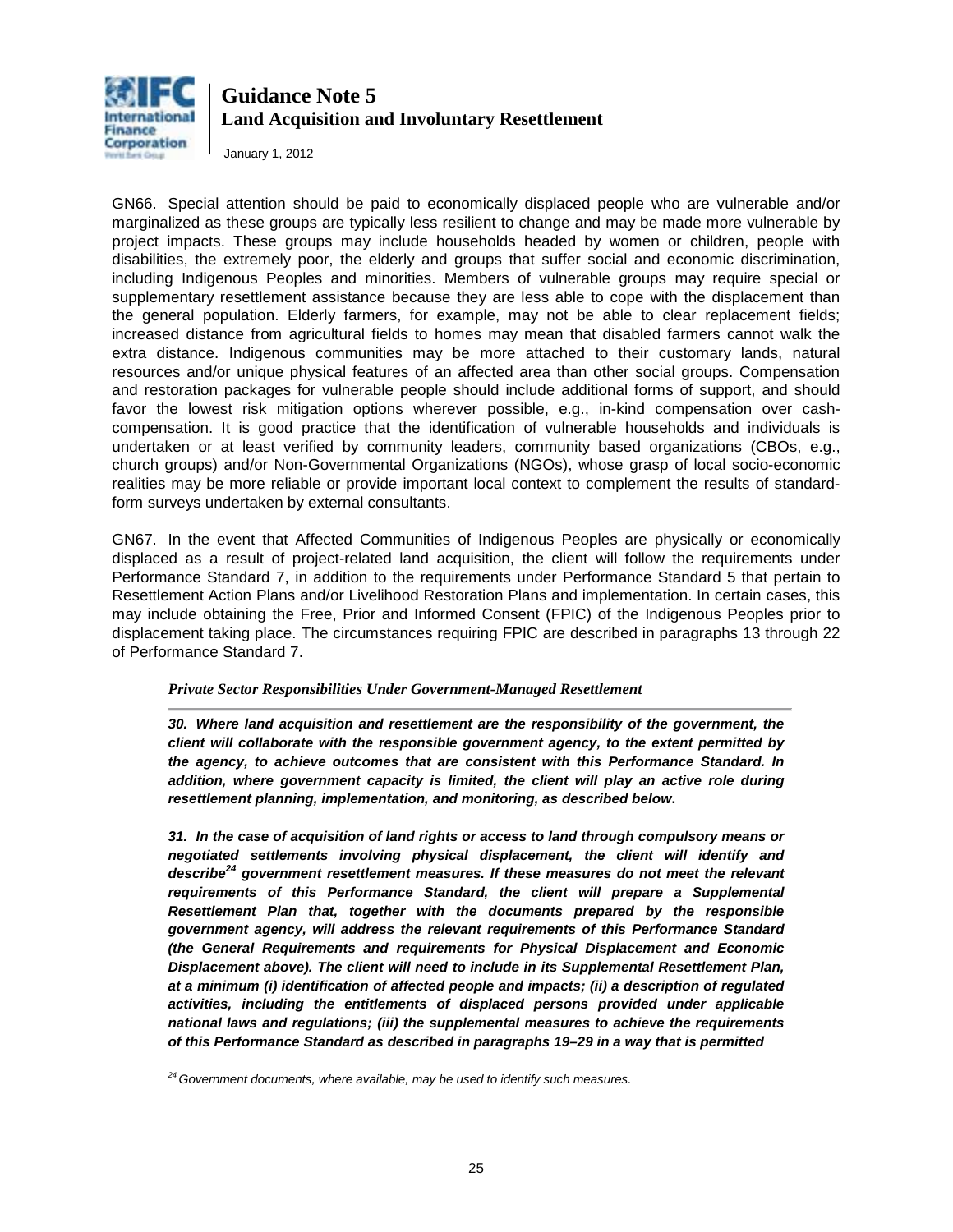GN66. Special attention should be paid to economically displaced people who are vulnerable and/or marginalized as these groups are typically less resilient to change and may be made more vulnerable by project impacts. These groups may include households headed by women or children, people with disabilities, the extremely poor, the elderly and groups that suffer social and economic discrimination, including Indigenous Peoples and minorities. Members of vulnerable groups may require special or supplementary resettlement assistance because they are less able to cope with the displacement than the general population. Elderly farmers, for example, may not be able to clear replacement fields; increased distance from agricultural fields to homes may mean that disabled farmers cannot walk the extra distance. Indigenous communities may be more attached to their customary lands, natural resources and/or unique physical features of an affected area than other social groups. Compensation and restoration packages for vulnerable people should include additional forms of support, and should favor the lowest risk mitigation options wherever possible, e.g., in-kind compensation over cash-compensation. It is good practice that the identification of vulnerable households and individuals is undertaken or at least verified by community leaders, community based organizations (CBOs, e.g., church groups) and/or Non-Governmental Organizations (NGOs), whose grasp of local socio-economic realities may be more reliable or provide important local context to complement the results of standard-form surveys undertaken by external consultants.

GN67. In the event that Affected Communities of Indigenous Peoples are physically or economically displaced as a result of project-related land acquisition, the client will follow the requirements under Performance Standard 7, in addition to the requirements under Performance Standard 5 that pertain to Resettlement Action Plans and/or Livelihood Restoration Plans and implementation. In certain cases, this may include obtaining the Free, Prior and Informed Consent (FPIC) of the Indigenous Peoples prior to displacement taking place. The circumstances requiring FPIC are described in paragraphs 13 through 22 of Performance Standard 7.

### *Private Sector Responsibilities Under Government-Managed Resettlement*

***30. Where land acquisition and resettlement are the responsibility of the government, the client will collaborate with the responsible government agency, to the extent permitted by the agency, to achieve outcomes that are consistent with this Performance Standard. In addition, where government capacity is limited, the client will play an active role during resettlement planning, implementation, and monitoring, as described below.***

***31. In the case of acquisition of land rights or access to land through compulsory means or negotiated settlements involving physical displacement, the client will identify and describe[24] government resettlement measures. If these measures do not meet the relevant requirements of this Performance Standard, the client will prepare a Supplemental Resettlement Plan that, together with the documents prepared by the responsible government agency, will address the relevant requirements of this Performance Standard (the General Requirements and requirements for Physical Displacement and Economic Displacement above). The client will need to include in its Supplemental Resettlement Plan, at a minimum (i) identification of affected people and impacts; (ii) a description of regulated activities, including the entitlements of displaced persons provided under applicable national laws and regulations; (iii) the supplemental measures to achieve the requirements of this Performance Standard as described in paragraphs 19–29 in a way that is permitted***

---

*[24] Government documents, where available, may be used to identify such measures.*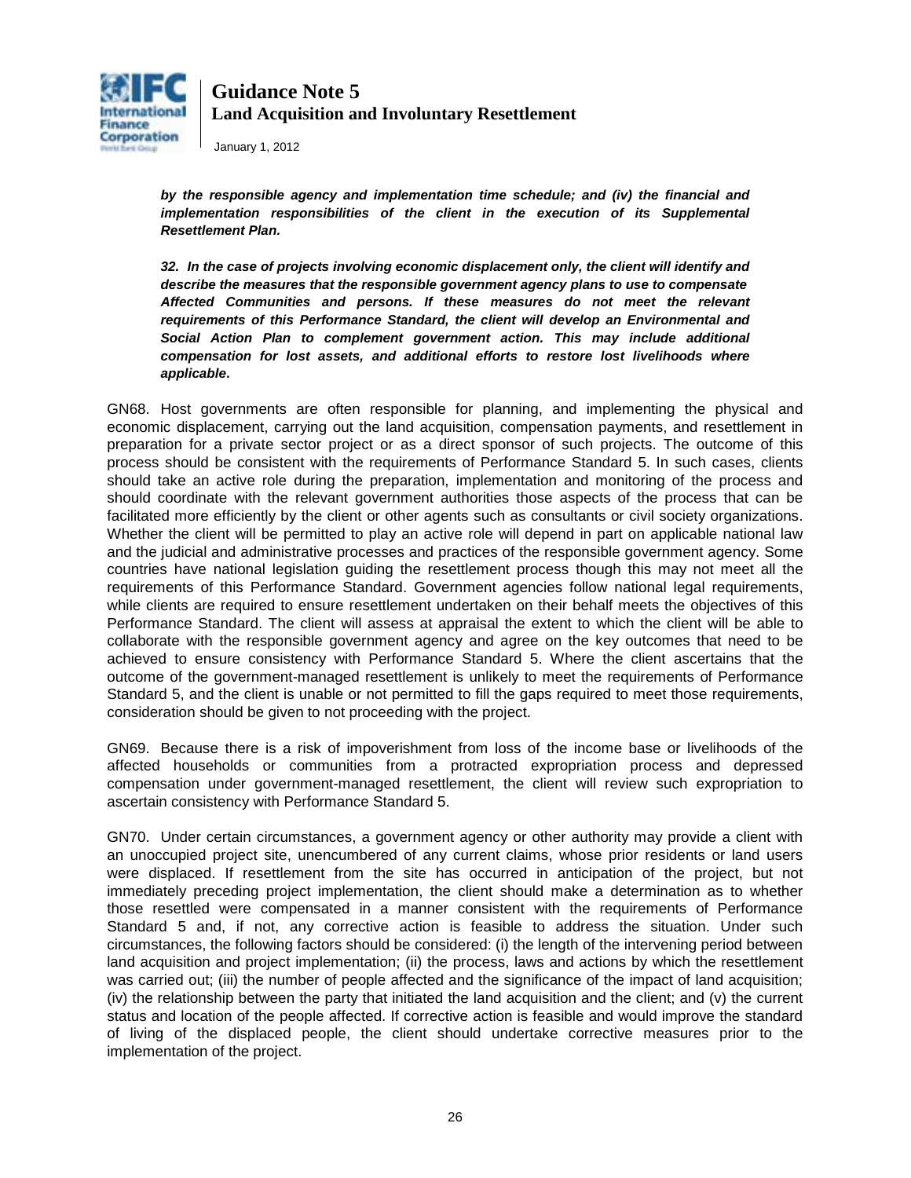***by the responsible agency and implementation time schedule; and (iv) the financial and implementation responsibilities of the client in the execution of its Supplemental Resettlement Plan.***

***32. In the case of projects involving economic displacement only, the client will identify and describe the measures that the responsible government agency plans to use to compensate Affected Communities and persons. If these measures do not meet the relevant requirements of this Performance Standard, the client will develop an Environmental and Social Action Plan to complement government action. This may include additional compensation for lost assets, and additional efforts to restore lost livelihoods where applicable.***

GN68. Host governments are often responsible for planning, and implementing the physical and economic displacement, carrying out the land acquisition, compensation payments, and resettlement in preparation for a private sector project or as a direct sponsor of such projects. The outcome of this process should be consistent with the requirements of Performance Standard 5. In such cases, clients should take an active role during the preparation, implementation and monitoring of the process and should coordinate with the relevant government authorities those aspects of the process that can be facilitated more efficiently by the client or other agents such as consultants or civil society organizations. Whether the client will be permitted to play an active role will depend in part on applicable national law and the judicial and administrative processes and practices of the responsible government agency. Some countries have national legislation guiding the resettlement process though this may not meet all the requirements of this Performance Standard. Government agencies follow national legal requirements, while clients are required to ensure resettlement undertaken on their behalf meets the objectives of this Performance Standard. The client will assess at appraisal the extent to which the client will be able to collaborate with the responsible government agency and agree on the key outcomes that need to be achieved to ensure consistency with Performance Standard 5. Where the client ascertains that the outcome of the government-managed resettlement is unlikely to meet the requirements of Performance Standard 5, and the client is unable or not permitted to fill the gaps required to meet those requirements, consideration should be given to not proceeding with the project.

GN69. Because there is a risk of impoverishment from loss of the income base or livelihoods of the affected households or communities from a protracted expropriation process and depressed compensation under government-managed resettlement, the client will review such expropriation to ascertain consistency with Performance Standard 5.

GN70. Under certain circumstances, a government agency or other authority may provide a client with an unoccupied project site, unencumbered of any current claims, whose prior residents or land users were displaced. If resettlement from the site has occurred in anticipation of the project, but not immediately preceding project implementation, the client should make a determination as to whether those resettled were compensated in a manner consistent with the requirements of Performance Standard 5 and, if not, any corrective action is feasible to address the situation. Under such circumstances, the following factors should be considered: (i) the length of the intervening period between land acquisition and project implementation; (ii) the process, laws and actions by which the resettlement was carried out; (iii) the number of people affected and the significance of the impact of land acquisition; (iv) the relationship between the party that initiated the land acquisition and the client; and (v) the current status and location of the people affected. If corrective action is feasible and would improve the standard of living of the displaced people, the client should undertake corrective measures prior to the implementation of the project.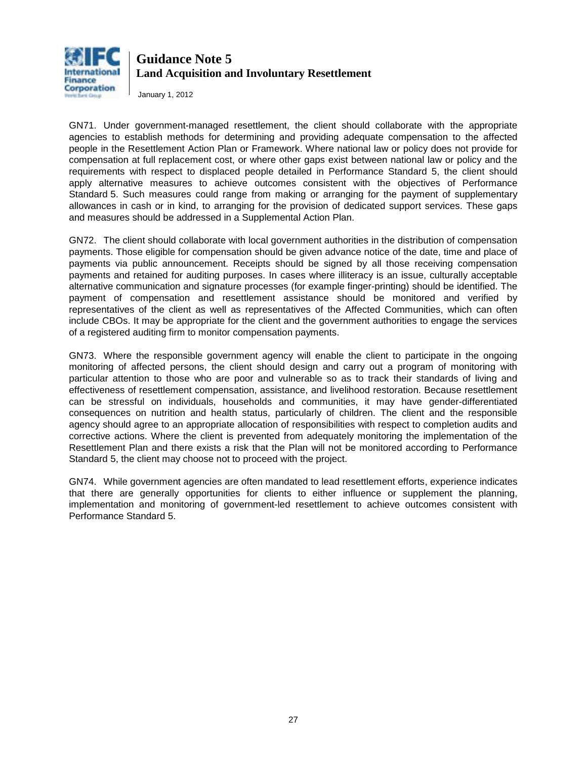GN71. Under government-managed resettlement, the client should collaborate with the appropriate agencies to establish methods for determining and providing adequate compensation to the affected people in the Resettlement Action Plan or Framework. Where national law or policy does not provide for compensation at full replacement cost, or where other gaps exist between national law or policy and the requirements with respect to displaced people detailed in Performance Standard 5, the client should apply alternative measures to achieve outcomes consistent with the objectives of Performance Standard 5. Such measures could range from making or arranging for the payment of supplementary allowances in cash or in kind, to arranging for the provision of dedicated support services. These gaps and measures should be addressed in a Supplemental Action Plan.

GN72. The client should collaborate with local government authorities in the distribution of compensation payments. Those eligible for compensation should be given advance notice of the date, time and place of payments via public announcement. Receipts should be signed by all those receiving compensation payments and retained for auditing purposes. In cases where illiteracy is an issue, culturally acceptable alternative communication and signature processes (for example finger-printing) should be identified. The payment of compensation and resettlement assistance should be monitored and verified by representatives of the client as well as representatives of the Affected Communities, which can often include CBOs. It may be appropriate for the client and the government authorities to engage the services of a registered auditing firm to monitor compensation payments.

GN73. Where the responsible government agency will enable the client to participate in the ongoing monitoring of affected persons, the client should design and carry out a program of monitoring with particular attention to those who are poor and vulnerable so as to track their standards of living and effectiveness of resettlement compensation, assistance, and livelihood restoration. Because resettlement can be stressful on individuals, households and communities, it may have gender-differentiated consequences on nutrition and health status, particularly of children. The client and the responsible agency should agree to an appropriate allocation of responsibilities with respect to completion audits and corrective actions. Where the client is prevented from adequately monitoring the implementation of the Resettlement Plan and there exists a risk that the Plan will not be monitored according to Performance Standard 5, the client may choose not to proceed with the project.

GN74. While government agencies are often mandated to lead resettlement efforts, experience indicates that there are generally opportunities for clients to either influence or supplement the planning, implementation and monitoring of government-led resettlement to achieve outcomes consistent with Performance Standard 5.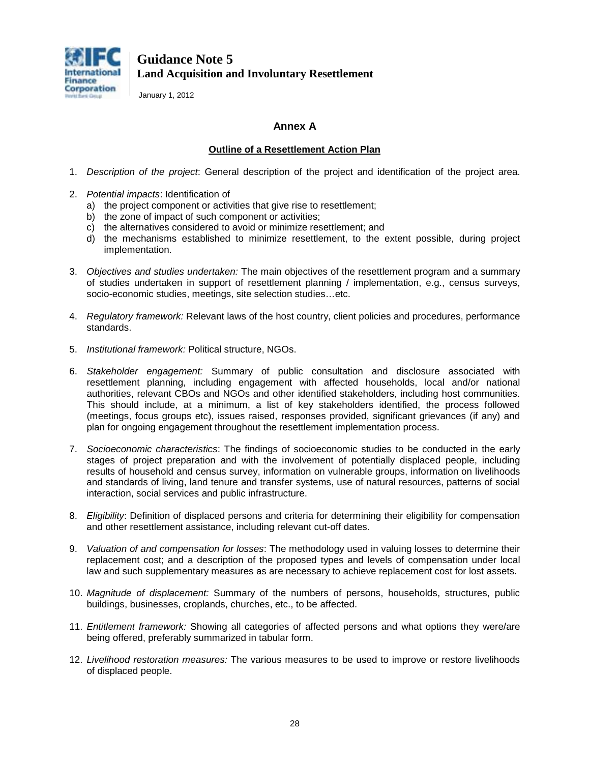## Annex A

### Outline of a Resettlement Action Plan

1. *Description of the project*: General description of the project and identification of the project area.

2. *Potential impacts*: Identification of
   a) the project component or activities that give rise to resettlement;
   b) the zone of impact of such component or activities;
   c) the alternatives considered to avoid or minimize resettlement; and
   d) the mechanisms established to minimize resettlement, to the extent possible, during project implementation.

3. *Objectives and studies undertaken:* The main objectives of the resettlement program and a summary of studies undertaken in support of resettlement planning / implementation, e.g., census surveys, socio-economic studies, meetings, site selection studies…etc.

4. *Regulatory framework:* Relevant laws of the host country, client policies and procedures, performance standards.

5. *Institutional framework:* Political structure, NGOs.

6. *Stakeholder engagement:* Summary of public consultation and disclosure associated with resettlement planning, including engagement with affected households, local and/or national authorities, relevant CBOs and NGOs and other identified stakeholders, including host communities. This should include, at a minimum, a list of key stakeholders identified, the process followed (meetings, focus groups etc), issues raised, responses provided, significant grievances (if any) and plan for ongoing engagement throughout the resettlement implementation process.

7. *Socioeconomic characteristics*: The findings of socioeconomic studies to be conducted in the early stages of project preparation and with the involvement of potentially displaced people, including results of household and census survey, information on vulnerable groups, information on livelihoods and standards of living, land tenure and transfer systems, use of natural resources, patterns of social interaction, social services and public infrastructure.

8. *Eligibility*: Definition of displaced persons and criteria for determining their eligibility for compensation and other resettlement assistance, including relevant cut-off dates.

9. *Valuation of and compensation for losses*: The methodology used in valuing losses to determine their replacement cost; and a description of the proposed types and levels of compensation under local law and such supplementary measures as are necessary to achieve replacement cost for lost assets.

10. *Magnitude of displacement:* Summary of the numbers of persons, households, structures, public buildings, businesses, croplands, churches, etc., to be affected.

11. *Entitlement framework:* Showing all categories of affected persons and what options they were/are being offered, preferably summarized in tabular form.

12. *Livelihood restoration measures:* The various measures to be used to improve or restore livelihoods of displaced people.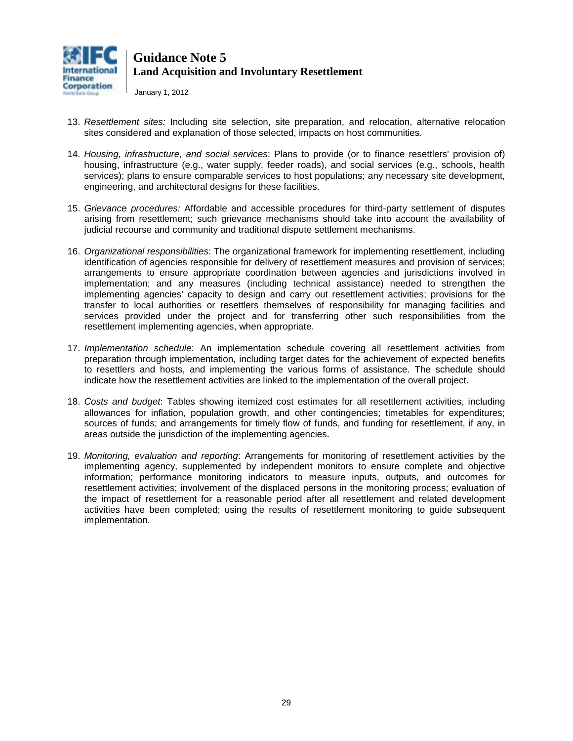13. *Resettlement sites:* Including site selection, site preparation, and relocation, alternative relocation sites considered and explanation of those selected, impacts on host communities.

14. *Housing, infrastructure, and social services*: Plans to provide (or to finance resettlers' provision of) housing, infrastructure (e.g., water supply, feeder roads), and social services (e.g., schools, health services); plans to ensure comparable services to host populations; any necessary site development, engineering, and architectural designs for these facilities.

15. *Grievance procedures:* Affordable and accessible procedures for third-party settlement of disputes arising from resettlement; such grievance mechanisms should take into account the availability of judicial recourse and community and traditional dispute settlement mechanisms.

16. *Organizational responsibilities*: The organizational framework for implementing resettlement, including identification of agencies responsible for delivery of resettlement measures and provision of services; arrangements to ensure appropriate coordination between agencies and jurisdictions involved in implementation; and any measures (including technical assistance) needed to strengthen the implementing agencies' capacity to design and carry out resettlement activities; provisions for the transfer to local authorities or resettlers themselves of responsibility for managing facilities and services provided under the project and for transferring other such responsibilities from the resettlement implementing agencies, when appropriate.

17. *Implementation schedule*: An implementation schedule covering all resettlement activities from preparation through implementation, including target dates for the achievement of expected benefits to resettlers and hosts, and implementing the various forms of assistance. The schedule should indicate how the resettlement activities are linked to the implementation of the overall project.

18. *Costs and budget*: Tables showing itemized cost estimates for all resettlement activities, including allowances for inflation, population growth, and other contingencies; timetables for expenditures; sources of funds; and arrangements for timely flow of funds, and funding for resettlement, if any, in areas outside the jurisdiction of the implementing agencies.

19. *Monitoring, evaluation and reporting*: Arrangements for monitoring of resettlement activities by the implementing agency, supplemented by independent monitors to ensure complete and objective information; performance monitoring indicators to measure inputs, outputs, and outcomes for resettlement activities; involvement of the displaced persons in the monitoring process; evaluation of the impact of resettlement for a reasonable period after all resettlement and related development activities have been completed; using the results of resettlement monitoring to guide subsequent implementation.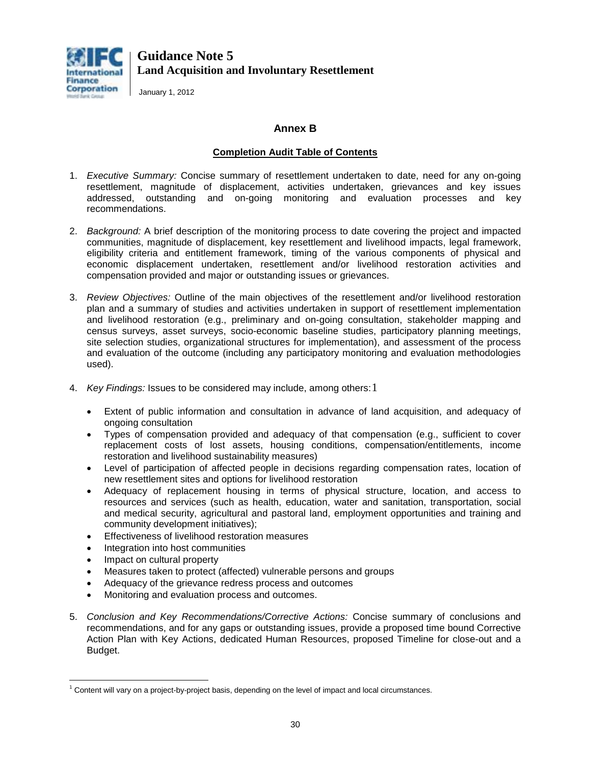## Annex B

### Completion Audit Table of Contents

1. *Executive Summary:* Concise summary of resettlement undertaken to date, need for any on-going resettlement, magnitude of displacement, activities undertaken, grievances and key issues addressed, outstanding and on-going monitoring and evaluation processes and key recommendations.

2. *Background:* A brief description of the monitoring process to date covering the project and impacted communities, magnitude of displacement, key resettlement and livelihood impacts, legal framework, eligibility criteria and entitlement framework, timing of the various components of physical and economic displacement undertaken, resettlement and/or livelihood restoration activities and compensation provided and major or outstanding issues or grievances.

3. *Review Objectives:* Outline of the main objectives of the resettlement and/or livelihood restoration plan and a summary of studies and activities undertaken in support of resettlement implementation and livelihood restoration (e.g., preliminary and on-going consultation, stakeholder mapping and census surveys, asset surveys, socio-economic baseline studies, participatory planning meetings, site selection studies, organizational structures for implementation), and assessment of the process and evaluation of the outcome (including any participatory monitoring and evaluation methodologies used).

4. *Key Findings:* Issues to be considered may include, among others:[1]
   - Extent of public information and consultation in advance of land acquisition, and adequacy of ongoing consultation
   - Types of compensation provided and adequacy of that compensation (e.g., sufficient to cover replacement costs of lost assets, housing conditions, compensation/entitlements, income restoration and livelihood sustainability measures)
   - Level of participation of affected people in decisions regarding compensation rates, location of new resettlement sites and options for livelihood restoration
   - Adequacy of replacement housing in terms of physical structure, location, and access to resources and services (such as health, education, water and sanitation, transportation, social and medical security, agricultural and pastoral land, employment opportunities and training and community development initiatives);
   - Effectiveness of livelihood restoration measures
   - Integration into host communities
   - Impact on cultural property
   - Measures taken to protect (affected) vulnerable persons and groups
   - Adequacy of the grievance redress process and outcomes
   - Monitoring and evaluation process and outcomes.

5. *Conclusion and Key Recommendations/Corrective Actions:* Concise summary of conclusions and recommendations, and for any gaps or outstanding issues, provide a proposed time bound Corrective Action Plan with Key Actions, dedicated Human Resources, proposed Timeline for close-out and a Budget.

---

[1] Content will vary on a project-by-project basis, depending on the level of impact and local circumstances.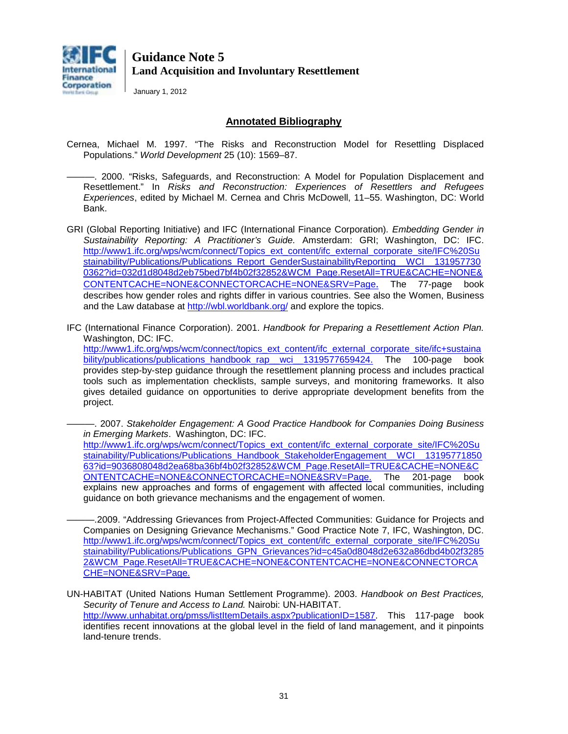## Annotated Bibliography

Cernea, Michael M. 1997. "The Risks and Reconstruction Model for Resettling Displaced Populations." *World Development* 25 (10): 1569–87.

———. 2000. "Risks, Safeguards, and Reconstruction: A Model for Population Displacement and Resettlement." In *Risks and Reconstruction: Experiences of Resettlers and Refugees Experiences*, edited by Michael M. Cernea and Chris McDowell, 11–55. Washington, DC: World Bank.

GRI (Global Reporting Initiative) and IFC (International Finance Corporation). *Embedding Gender in Sustainability Reporting: A Practitioner's Guide.* Amsterdam: GRI; Washington, DC: IFC. http://www1.ifc.org/wps/wcm/connect/Topics_ext_content/ifc_external_corporate_site/IFC%20Sustainability/Publications/Publications_Report_GenderSustainabilityReporting__WCI__1319577300362?id=032d1d8048d2eb75bed7bf4b02f32852&WCM_Page.ResetAll=TRUE&CACHE=NONE&CONTENTCACHE=NONE&CONNECTORCACHE=NONE&SRV=Page. The 77-page book describes how gender roles and rights differ in various countries. See also the Women, Business and the Law database at http://wbl.worldbank.org/ and explore the topics.

IFC (International Finance Corporation). 2001. *Handbook for Preparing a Resettlement Action Plan.* Washington, DC: IFC. http://www1.ifc.org/wps/wcm/connect/topics_ext_content/ifc_external_corporate_site/ifc+sustainability/publications/publications_handbook_rap__wci__1319577659424. The 100-page book provides step-by-step guidance through the resettlement planning process and includes practical tools such as implementation checklists, sample surveys, and monitoring frameworks. It also gives detailed guidance on opportunities to derive appropriate development benefits from the project.

———. 2007. *Stakeholder Engagement: A Good Practice Handbook for Companies Doing Business in Emerging Markets*. Washington, DC: IFC. http://www1.ifc.org/wps/wcm/connect/Topics_ext_content/ifc_external_corporate_site/IFC%20Sustainability/Publications/Publications_Handbook_StakeholderEngagement__WCI__1319577185063?id=9036808048d2ea68ba36bf4b02f32852&WCM_Page.ResetAll=TRUE&CACHE=NONE&CONTENTCACHE=NONE&CONNECTORCACHE=NONE&SRV=Page. The 201-page book explains new approaches and forms of engagement with affected local communities, including guidance on both grievance mechanisms and the engagement of women.

———.2009. "Addressing Grievances from Project-Affected Communities: Guidance for Projects and Companies on Designing Grievance Mechanisms." Good Practice Note 7, IFC, Washington, DC. http://www1.ifc.org/wps/wcm/connect/Topics_ext_content/ifc_external_corporate_site/IFC%20Sustainability/Publications/Publications_GPN_Grievances?id=c45a0d8048d2e632a86dbd4b02f32852&WCM_Page.ResetAll=TRUE&CACHE=NONE&CONTENTCACHE=NONE&CONNECTORCACHE=NONE&SRV=Page.

UN-HABITAT (United Nations Human Settlement Programme). 2003. *Handbook on Best Practices, Security of Tenure and Access to Land.* Nairobi: UN-HABITAT. http://www.unhabitat.org/pmss/listItemDetails.aspx?publicationID=1587. This 117-page book identifies recent innovations at the global level in the field of land management, and it pinpoints land-tenure trends.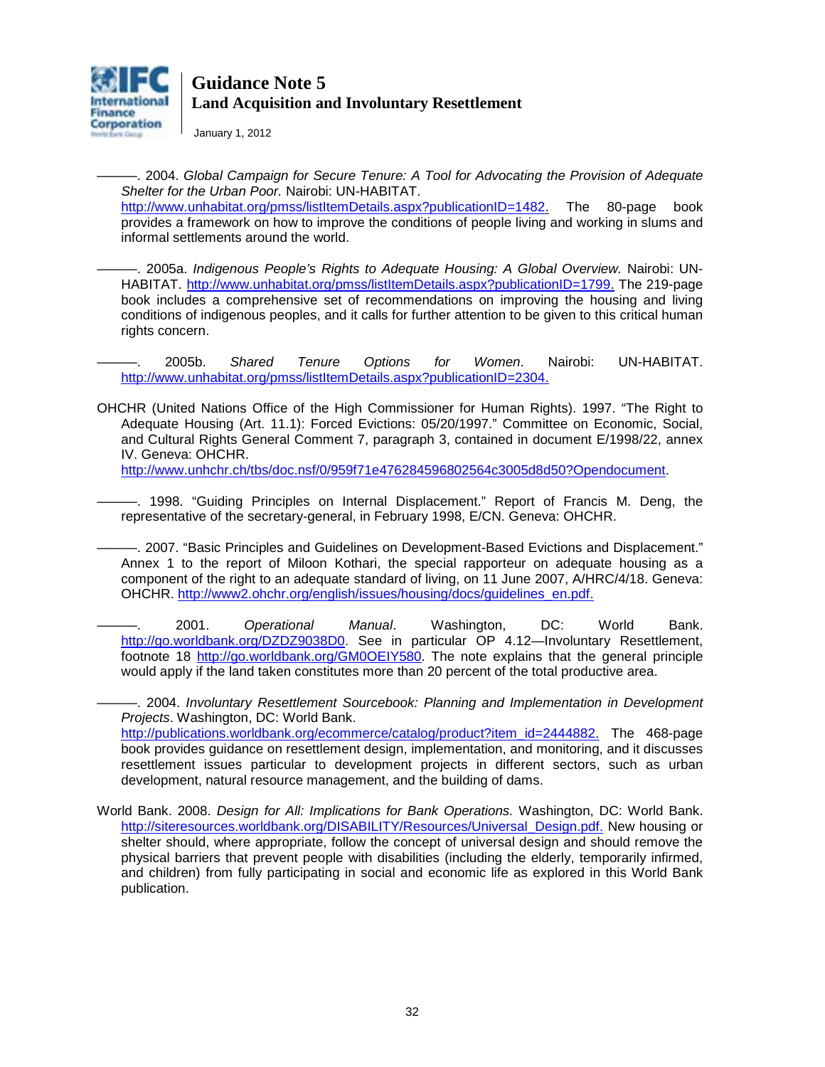———. 2004. *Global Campaign for Secure Tenure: A Tool for Advocating the Provision of Adequate Shelter for the Urban Poor.* Nairobi: UN-HABITAT. http://www.unhabitat.org/pmss/listItemDetails.aspx?publicationID=1482. The 80-page book provides a framework on how to improve the conditions of people living and working in slums and informal settlements around the world.

———. 2005a. *Indigenous People's Rights to Adequate Housing: A Global Overview.* Nairobi: UN-HABITAT. http://www.unhabitat.org/pmss/listItemDetails.aspx?publicationID=1799. The 219-page book includes a comprehensive set of recommendations on improving the housing and living conditions of indigenous peoples, and it calls for further attention to be given to this critical human rights concern.

———. 2005b. *Shared Tenure Options for Women*. Nairobi: UN-HABITAT. http://www.unhabitat.org/pmss/listItemDetails.aspx?publicationID=2304.

OHCHR (United Nations Office of the High Commissioner for Human Rights). 1997. "The Right to Adequate Housing (Art. 11.1): Forced Evictions: 05/20/1997." Committee on Economic, Social, and Cultural Rights General Comment 7, paragraph 3, contained in document E/1998/22, annex IV. Geneva: OHCHR. http://www.unhchr.ch/tbs/doc.nsf/0/959f71e476284596802564c3005d8d50?Opendocument.

———. 1998. "Guiding Principles on Internal Displacement." Report of Francis M. Deng, the representative of the secretary-general, in February 1998, E/CN. Geneva: OHCHR.

———. 2007. "Basic Principles and Guidelines on Development-Based Evictions and Displacement." Annex 1 to the report of Miloon Kothari, the special rapporteur on adequate housing as a component of the right to an adequate standard of living, on 11 June 2007, A/HRC/4/18. Geneva: OHCHR. http://www2.ohchr.org/english/issues/housing/docs/guidelines_en.pdf.

———. 2001. *Operational Manual*. Washington, DC: World Bank. http://go.worldbank.org/DZDZ9038D0. See in particular OP 4.12—Involuntary Resettlement, footnote 18 http://go.worldbank.org/GM0OEIY580. The note explains that the general principle would apply if the land taken constitutes more than 20 percent of the total productive area.

———. 2004. *Involuntary Resettlement Sourcebook: Planning and Implementation in Development Projects*. Washington, DC: World Bank. http://publications.worldbank.org/ecommerce/catalog/product?item_id=2444882. The 468-page book provides guidance on resettlement design, implementation, and monitoring, and it discusses resettlement issues particular to development projects in different sectors, such as urban development, natural resource management, and the building of dams.

World Bank. 2008. *Design for All: Implications for Bank Operations.* Washington, DC: World Bank. http://siteresources.worldbank.org/DISABILITY/Resources/Universal_Design.pdf. New housing or shelter should, where appropriate, follow the concept of universal design and should remove the physical barriers that prevent people with disabilities (including the elderly, temporarily infirmed, and children) from fully participating in social and economic life as explored in this World Bank publication.